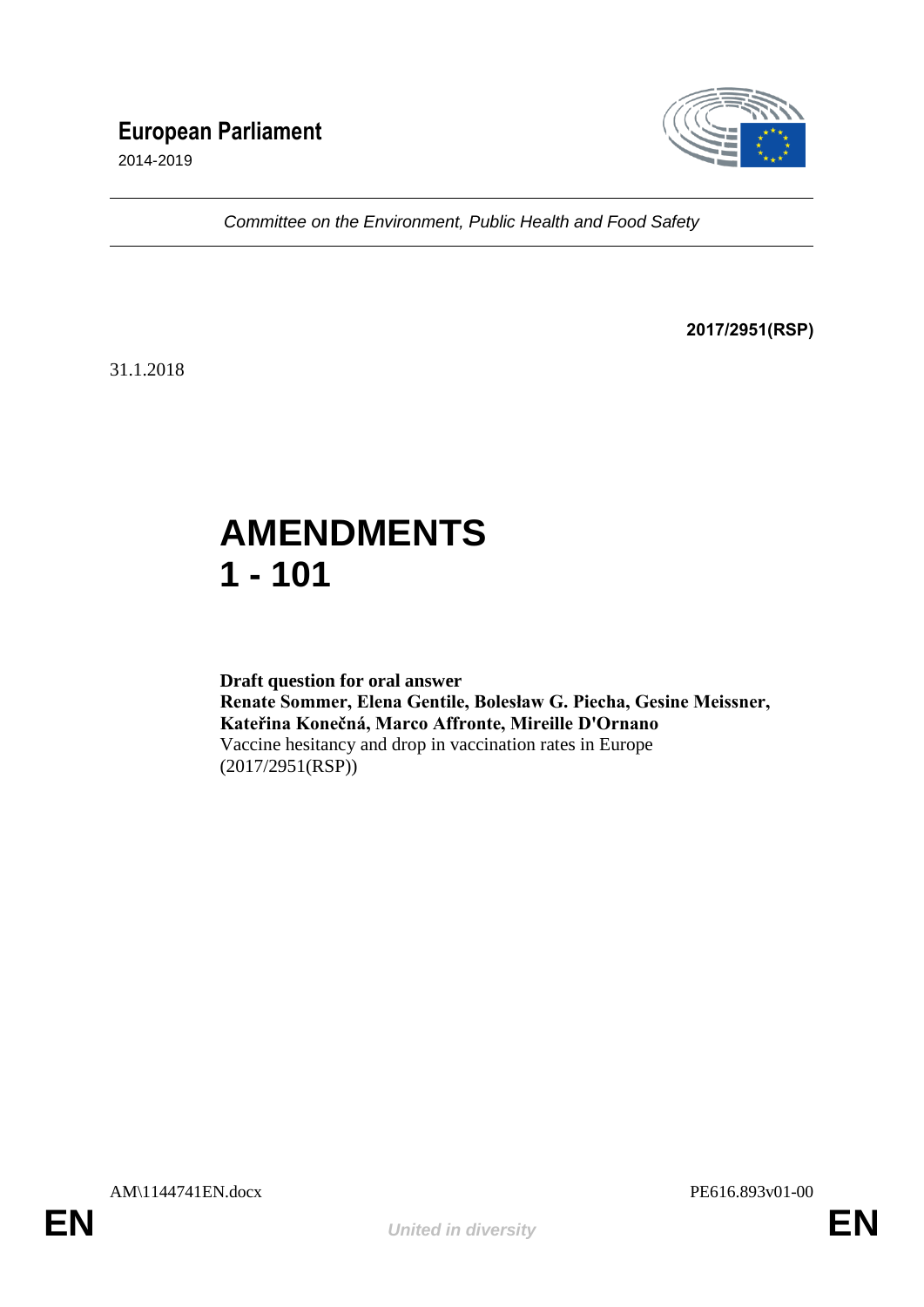# European Parliament

2014-2019

*Committee on the Environment, Public Health and Food Safety*

**2017/2951(RSP)**

31.1.2018

# AMENDMENTS 1 - 101

**Draft question for oral answer**
**Renate Sommer, Elena Gentile, Bolesław G. Piecha, Gesine Meissner, Kateřina Konečná, Marco Affronte, Mireille D'Ornano**
Vaccine hesitancy and drop in vaccination rates in Europe
(2017/2951(RSP))

AM\1144741EN.docx PE616.893v01-00

EN *United in diversity* EN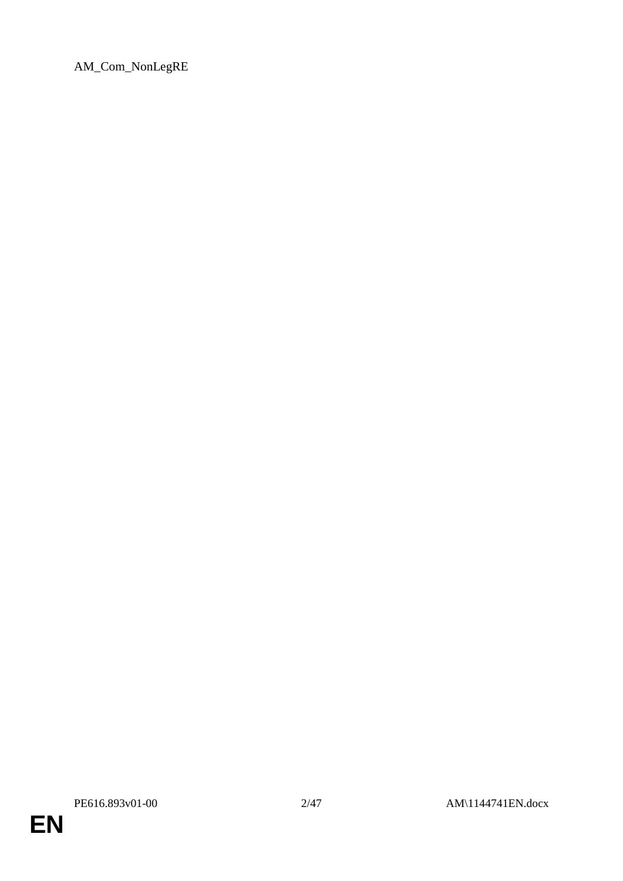AM_Com_NonLegRE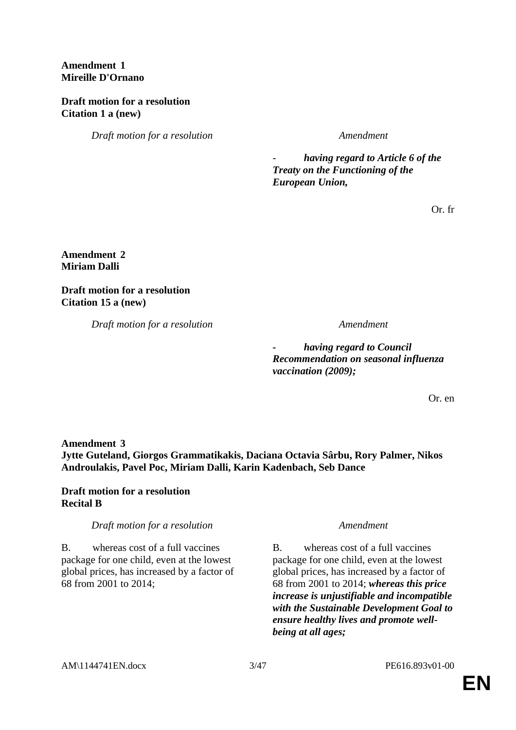**Amendment 1**
**Mireille D'Ornano**

**Draft motion for a resolution**
**Citation 1 a (new)**

| *Draft motion for a resolution* | *Amendment* |
|---|---|
| | - ***having regard to Article 6 of the Treaty on the Functioning of the European Union,*** |

Or. fr

**Amendment 2**
**Miriam Dalli**

**Draft motion for a resolution**
**Citation 15 a (new)**

| *Draft motion for a resolution* | *Amendment* |
|---|---|
| | ***- having regard to Council Recommendation on seasonal influenza vaccination (2009);*** |

Or. en

**Amendment 3**
**Jytte Guteland, Giorgos Grammatikakis, Daciana Octavia Sârbu, Rory Palmer, Nikos Androulakis, Pavel Poc, Miriam Dalli, Karin Kadenbach, Seb Dance**

**Draft motion for a resolution**
**Recital B**

| *Draft motion for a resolution* | *Amendment* |
|---|---|
| B. whereas cost of a full vaccines package for one child, even at the lowest global prices, has increased by a factor of 68 from 2001 to 2014; | B. whereas cost of a full vaccines package for one child, even at the lowest global prices, has increased by a factor of 68 from 2001 to 2014; ***whereas this price increase is unjustifiable and incompatible with the Sustainable Development Goal to ensure healthy lives and promote well-being at all ages;*** |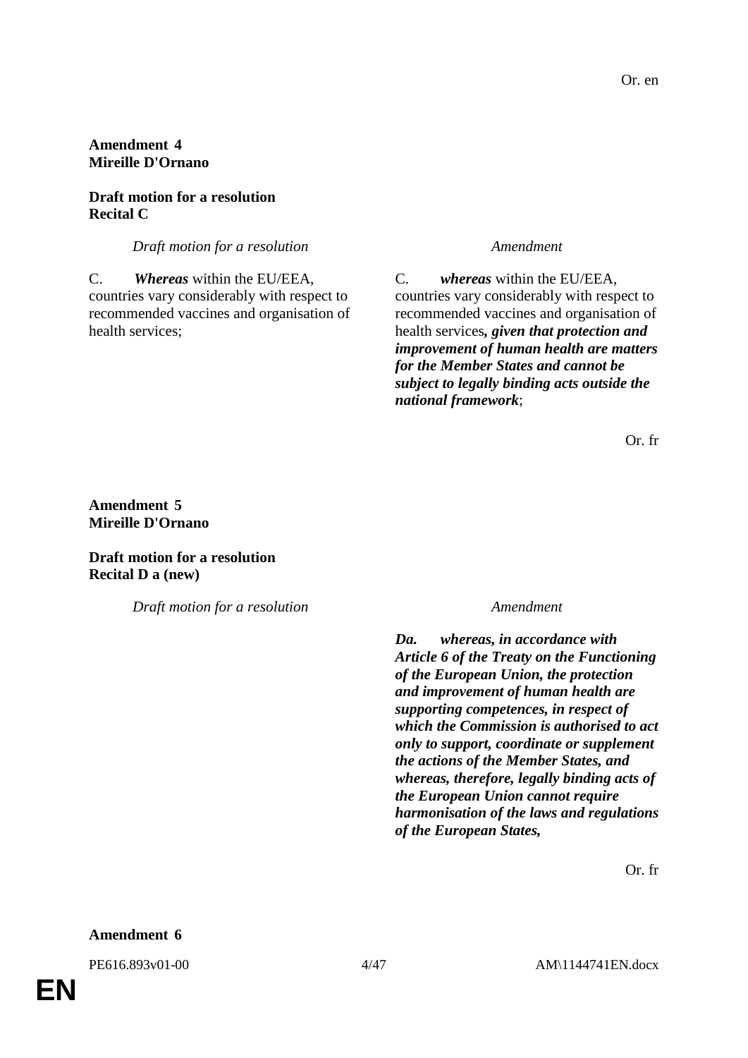Or. en

**Amendment 4**
**Mireille D'Ornano**

**Draft motion for a resolution**
**Recital C**

| *Draft motion for a resolution* | *Amendment* |
|---|---|
| C. ***Whereas*** within the EU/EEA, countries vary considerably with respect to recommended vaccines and organisation of health services; | C. ***whereas*** within the EU/EEA, countries vary considerably with respect to recommended vaccines and organisation of health services***, given that protection and improvement of human health are matters for the Member States and cannot be subject to legally binding acts outside the national framework***; |

Or. fr

**Amendment 5**
**Mireille D'Ornano**

**Draft motion for a resolution**
**Recital D a (new)**

| *Draft motion for a resolution* | *Amendment* |
|---|---|
| | ***Da. whereas, in accordance with Article 6 of the Treaty on the Functioning of the European Union, the protection and improvement of human health are supporting competences, in respect of which the Commission is authorised to act only to support, coordinate or supplement the actions of the Member States, and whereas, therefore, legally binding acts of the European Union cannot require harmonisation of the laws and regulations of the European States,*** |

Or. fr

**Amendment 6**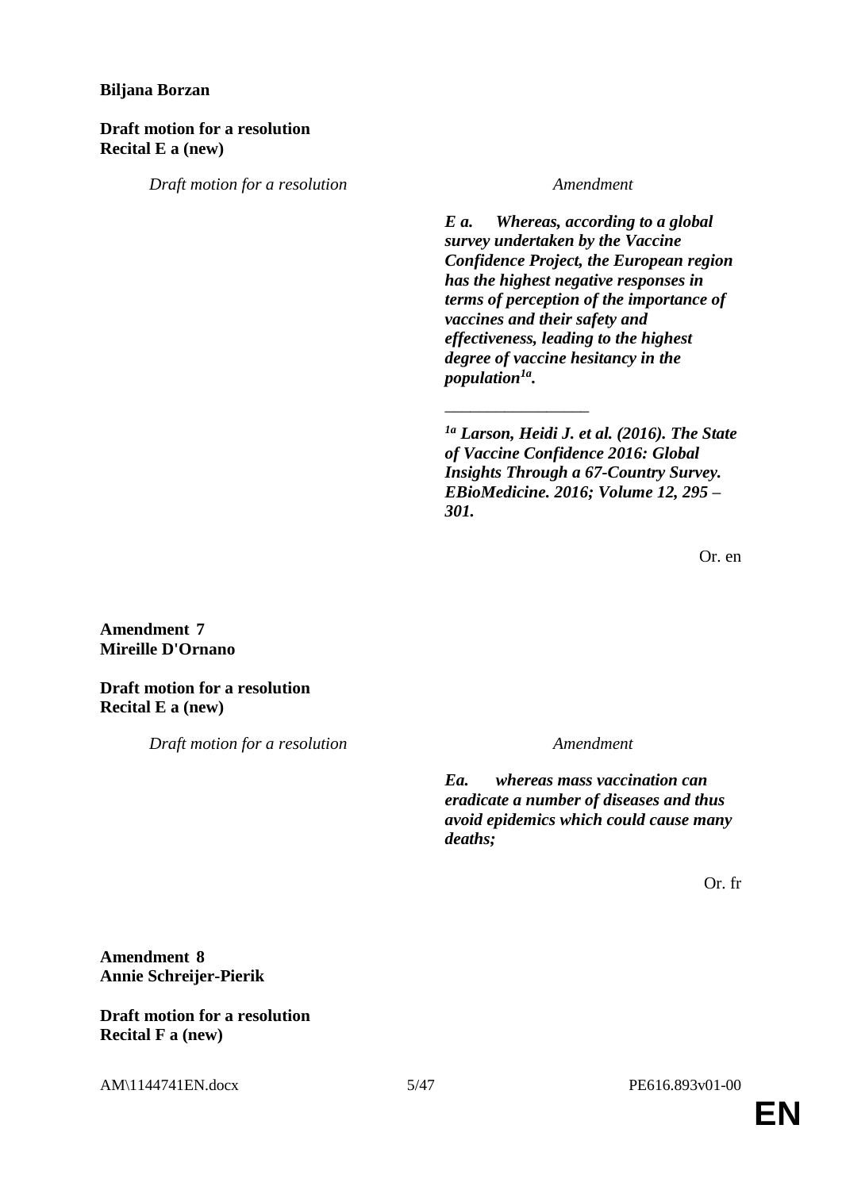**Biljana Borzan**

**Draft motion for a resolution**
**Recital E a (new)**

| *Draft motion for a resolution* | *Amendment* |
|---|---|
| | ***E a. Whereas, according to a global survey undertaken by the Vaccine Confidence Project, the European region has the highest negative responses in terms of perception of the importance of vaccines and their safety and effectiveness, leading to the highest degree of vaccine hesitancy in the population[1a].*** |
| | _________________ |
| | ***[1a] Larson, Heidi J. et al. (2016). The State of Vaccine Confidence 2016: Global Insights Through a 67-Country Survey. EBioMedicine. 2016; Volume 12, 295 – 301.*** |

Or. en

**Amendment 7**
**Mireille D'Ornano**

**Draft motion for a resolution**
**Recital E a (new)**

| *Draft motion for a resolution* | *Amendment* |
|---|---|
| | ***Ea. whereas mass vaccination can eradicate a number of diseases and thus avoid epidemics which could cause many deaths;*** |

Or. fr

**Amendment 8**
**Annie Schreijer-Pierik**

**Draft motion for a resolution**
**Recital F a (new)**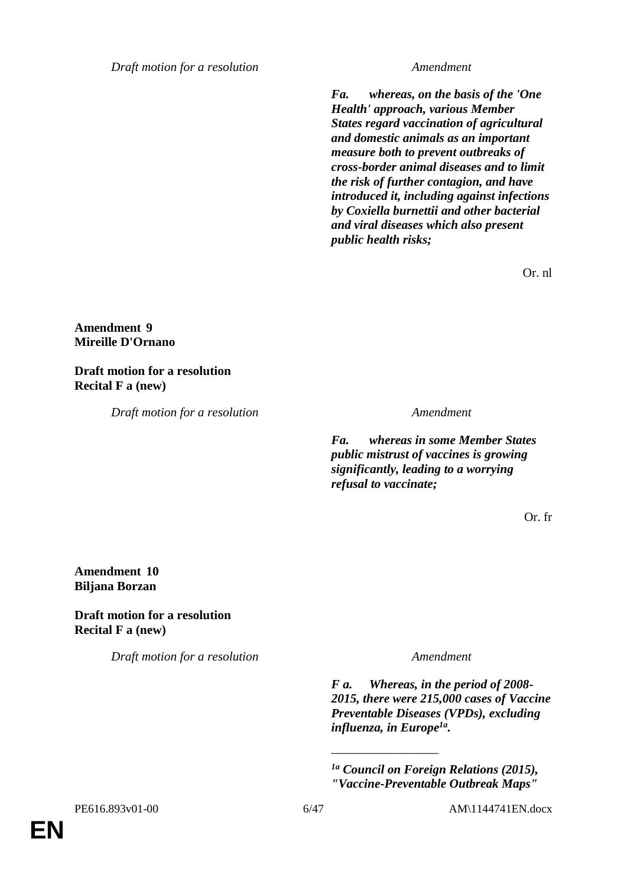| Draft motion for a resolution | Amendment |
|---|---|
| | ***Fa. whereas, on the basis of the 'One Health' approach, various Member States regard vaccination of agricultural and domestic animals as an important measure both to prevent outbreaks of cross-border animal diseases and to limit the risk of further contagion, and have introduced it, including against infections by Coxiella burnettii and other bacterial and viral diseases which also present public health risks;*** |

Or. nl

**Amendment 9**
**Mireille D'Ornano**

**Draft motion for a resolution**
**Recital F a (new)**

| Draft motion for a resolution | Amendment |
|---|---|
| | ***Fa. whereas in some Member States public mistrust of vaccines is growing significantly, leading to a worrying refusal to vaccinate;*** |

Or. fr

**Amendment 10**
**Biljana Borzan**

**Draft motion for a resolution**
**Recital F a (new)**

| Draft motion for a resolution | Amendment |
|---|---|
| | ***F a. Whereas, in the period of 2008-2015, there were 215,000 cases of Vaccine Preventable Diseases (VPDs), excluding influenza, in Europe[1a].*** |

_________________

***[1a] Council on Foreign Relations (2015), "Vaccine-Preventable Outbreak Maps"***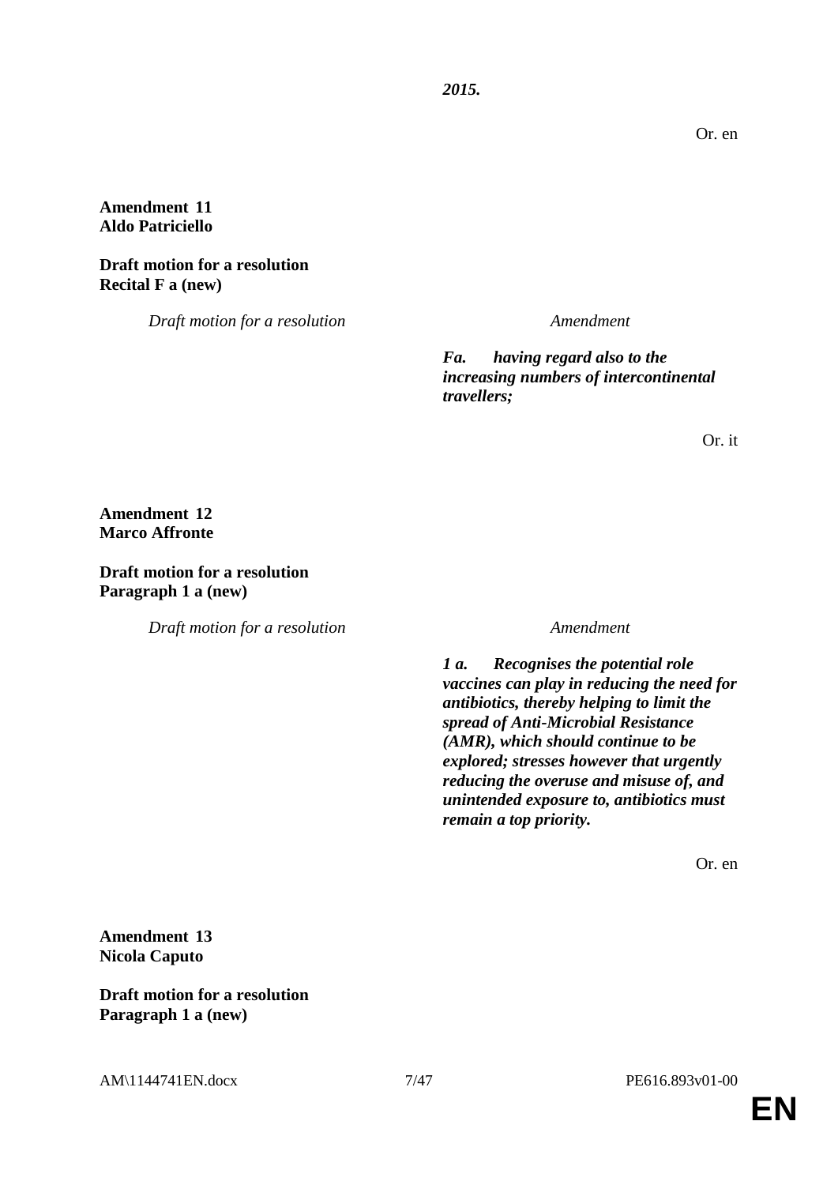*__2015.__*

Or. en

**Amendment 11**
**Aldo Patriciello**

**Draft motion for a resolution**
**Recital F a (new)**

| *Draft motion for a resolution* | *Amendment* |
|---|---|
| | ***Fa. having regard also to the increasing numbers of intercontinental travellers;*** |

Or. it

**Amendment 12**
**Marco Affronte**

**Draft motion for a resolution**
**Paragraph 1 a (new)**

| *Draft motion for a resolution* | *Amendment* |
|---|---|
| | ***1 a. Recognises the potential role vaccines can play in reducing the need for antibiotics, thereby helping to limit the spread of Anti-Microbial Resistance (AMR), which should continue to be explored; stresses however that urgently reducing the overuse and misuse of, and unintended exposure to, antibiotics must remain a top priority.*** |

Or. en

**Amendment 13**
**Nicola Caputo**

**Draft motion for a resolution**
**Paragraph 1 a (new)**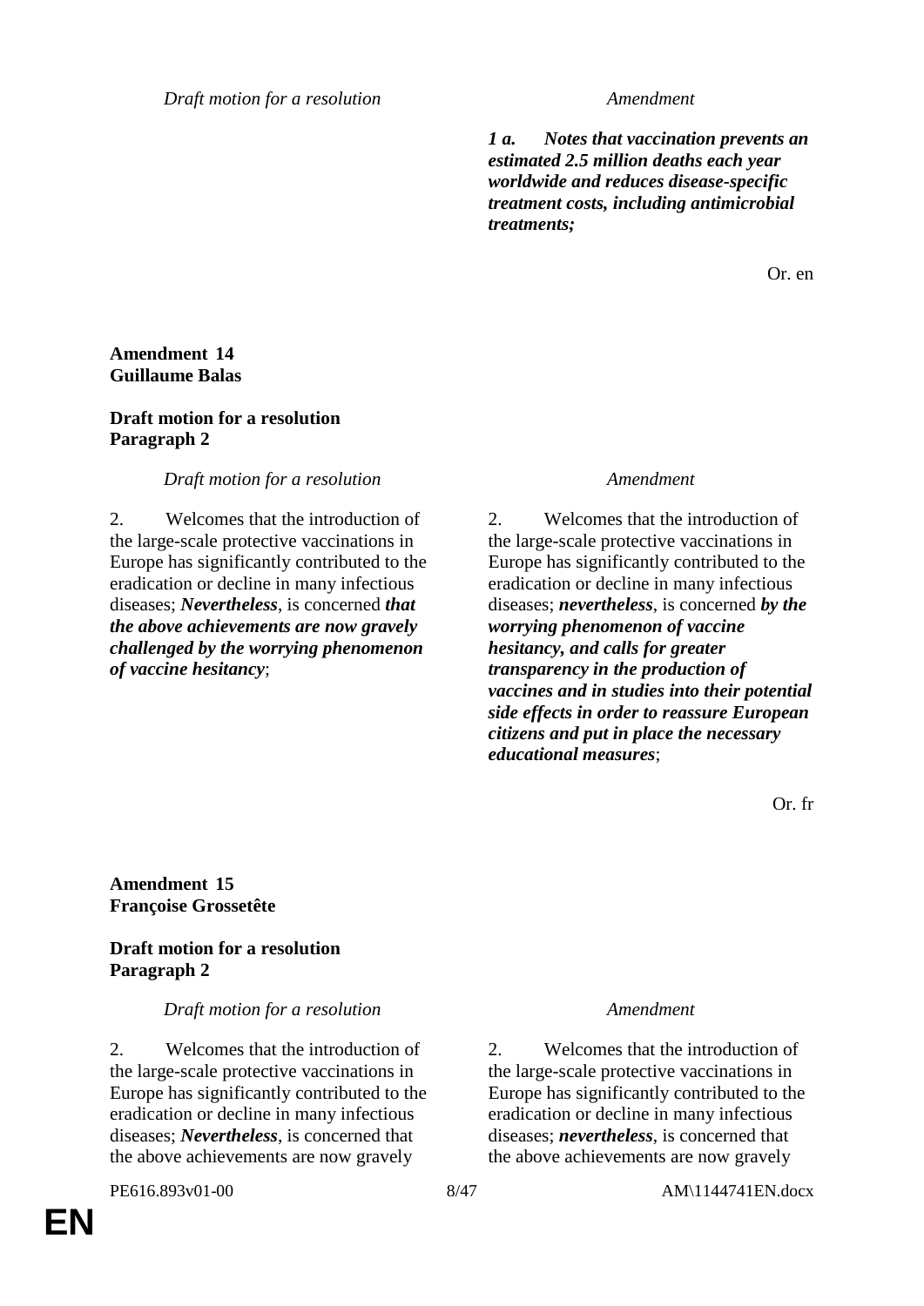| *Draft motion for a resolution* | *Amendment* |
|---|---|
| | ***1 a. Notes that vaccination prevents an estimated 2.5 million deaths each year worldwide and reduces disease-specific treatment costs, including antimicrobial treatments;*** |

Or. en

**Amendment 14**
**Guillaume Balas**

**Draft motion for a resolution**
**Paragraph 2**

| *Draft motion for a resolution* | *Amendment* |
|---|---|
| 2. Welcomes that the introduction of the large-scale protective vaccinations in Europe has significantly contributed to the eradication or decline in many infectious diseases; ***Nevertheless***, is concerned ***that the above achievements are now gravely challenged by the worrying phenomenon of vaccine hesitancy***; | 2. Welcomes that the introduction of the large-scale protective vaccinations in Europe has significantly contributed to the eradication or decline in many infectious diseases; ***nevertheless***, is concerned ***by the worrying phenomenon of vaccine hesitancy, and calls for greater transparency in the production of vaccines and in studies into their potential side effects in order to reassure European citizens and put in place the necessary educational measures***; |

Or. fr

**Amendment 15**
**Françoise Grossetête**

**Draft motion for a resolution**
**Paragraph 2**

| *Draft motion for a resolution* | *Amendment* |
|---|---|
| 2. Welcomes that the introduction of the large-scale protective vaccinations in Europe has significantly contributed to the eradication or decline in many infectious diseases; ***Nevertheless***, is concerned that the above achievements are now gravely | 2. Welcomes that the introduction of the large-scale protective vaccinations in Europe has significantly contributed to the eradication or decline in many infectious diseases; ***nevertheless***, is concerned that the above achievements are now gravely |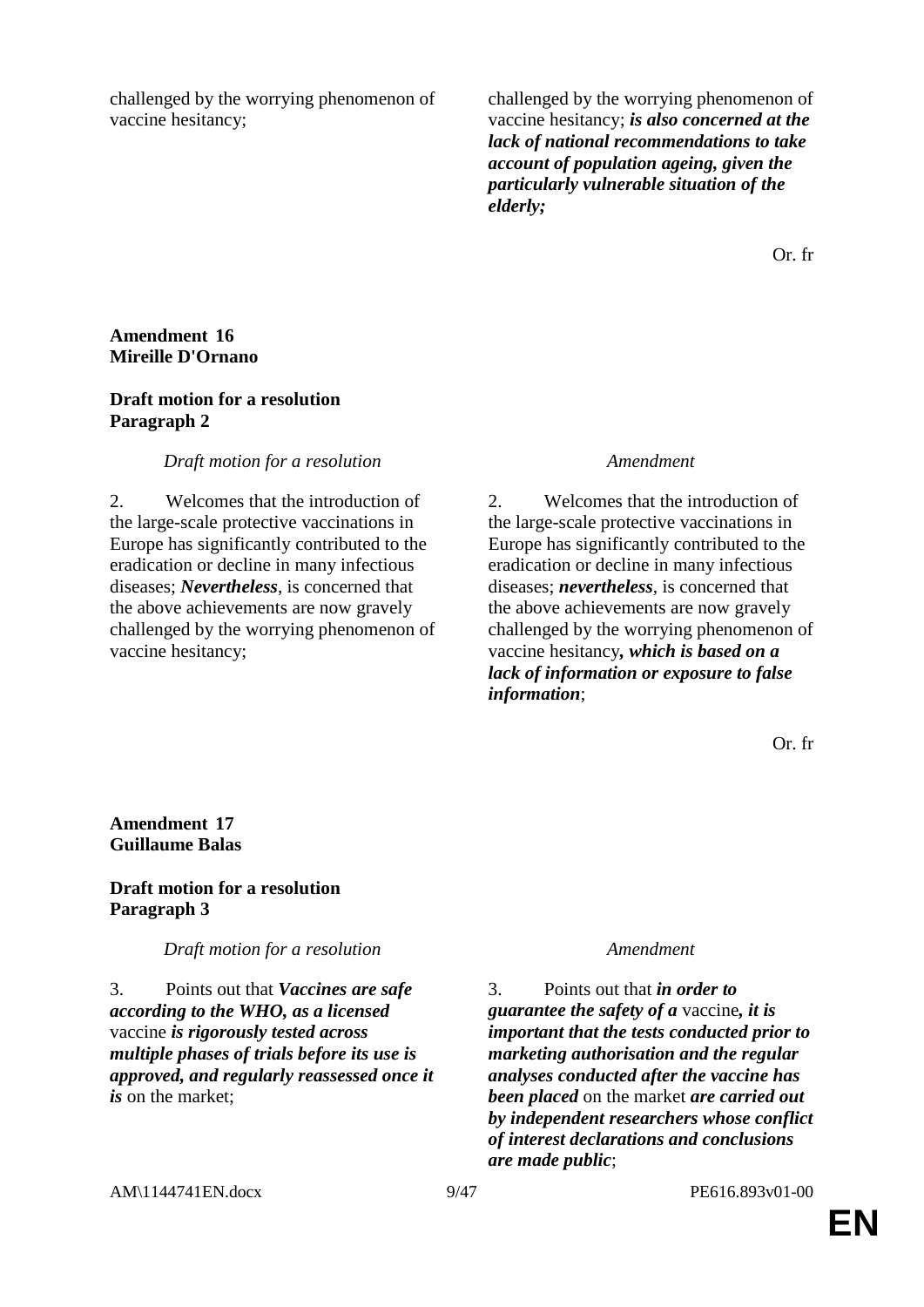| | |
|---|---|
| challenged by the worrying phenomenon of vaccine hesitancy; | challenged by the worrying phenomenon of vaccine hesitancy; ***is also concerned at the lack of national recommendations to take account of population ageing, given the particularly vulnerable situation of the elderly;*** |

Or. fr

**Amendment 16**
**Mireille D'Ornano**

**Draft motion for a resolution**
**Paragraph 2**

| *Draft motion for a resolution* | *Amendment* |
|---|---|
| 2. Welcomes that the introduction of the large-scale protective vaccinations in Europe has significantly contributed to the eradication or decline in many infectious diseases; ***Nevertheless***, is concerned that the above achievements are now gravely challenged by the worrying phenomenon of vaccine hesitancy; | 2. Welcomes that the introduction of the large-scale protective vaccinations in Europe has significantly contributed to the eradication or decline in many infectious diseases; ***nevertheless***, is concerned that the above achievements are now gravely challenged by the worrying phenomenon of vaccine hesitancy***, which is based on a lack of information or exposure to false information***; |

Or. fr

**Amendment 17**
**Guillaume Balas**

**Draft motion for a resolution**
**Paragraph 3**

| *Draft motion for a resolution* | *Amendment* |
|---|---|
| 3. Points out that ***Vaccines are safe according to the WHO, as a licensed*** vaccine ***is rigorously tested across multiple phases of trials before its use is approved, and regularly reassessed once it is*** on the market; | 3. Points out that ***in order to guarantee the safety of a*** vaccine***, it is important that the tests conducted prior to marketing authorisation and the regular analyses conducted after the vaccine has been placed*** on the market ***are carried out by independent researchers whose conflict of interest declarations and conclusions are made public***; |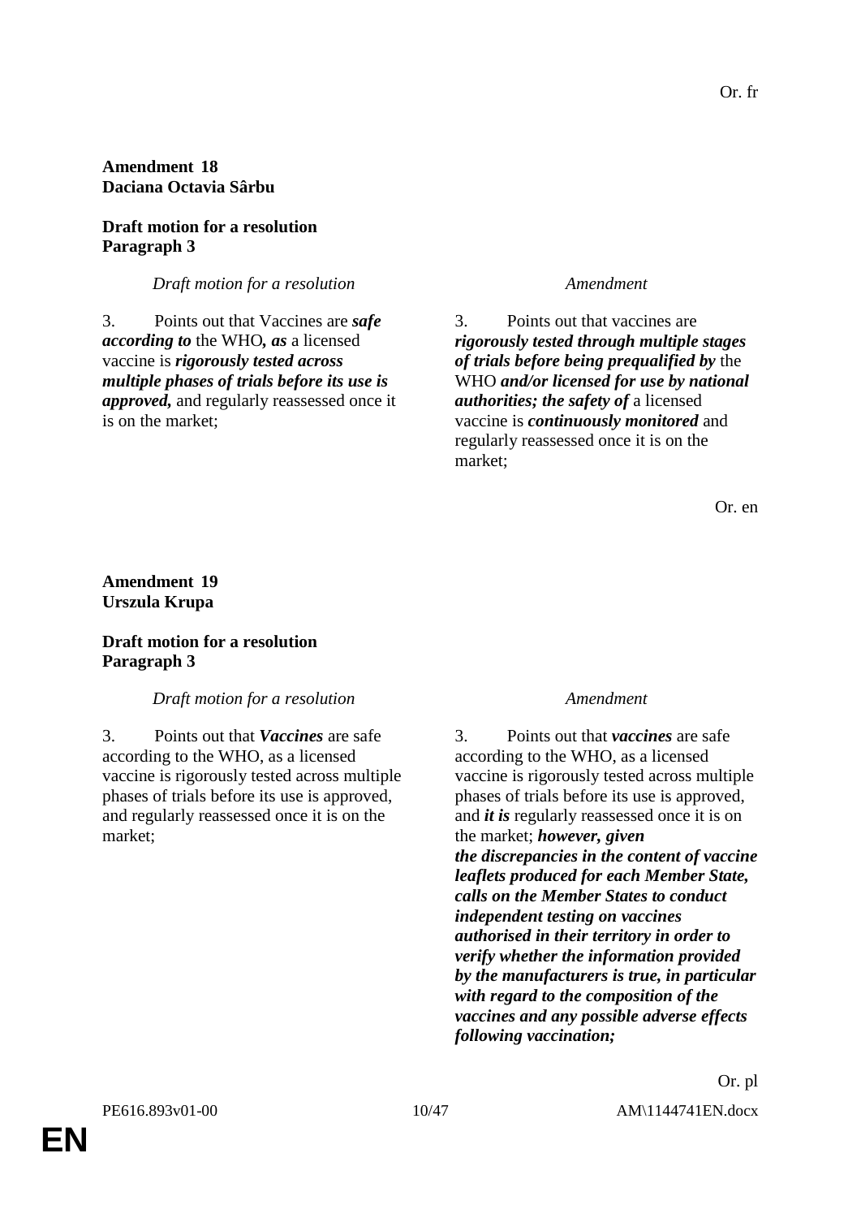Or. fr

**Amendment 18**
**Daciana Octavia Sârbu**

**Draft motion for a resolution**
**Paragraph 3**

| *Draft motion for a resolution* | *Amendment* |
|---|---|
| 3. Points out that Vaccines are ***safe according to*** the WHO***, as*** a licensed vaccine is ***rigorously tested across multiple phases of trials before its use is approved,*** and regularly reassessed once it is on the market; | 3. Points out that vaccines are ***rigorously tested through multiple stages of trials before being prequalified by*** the WHO ***and/or licensed for use by national authorities; the safety of*** a licensed vaccine is ***continuously monitored*** and regularly reassessed once it is on the market; |

Or. en

**Amendment 19**
**Urszula Krupa**

**Draft motion for a resolution**
**Paragraph 3**

| *Draft motion for a resolution* | *Amendment* |
|---|---|
| 3. Points out that ***Vaccines*** are safe according to the WHO, as a licensed vaccine is rigorously tested across multiple phases of trials before its use is approved, and regularly reassessed once it is on the market; | 3. Points out that ***vaccines*** are safe according to the WHO, as a licensed vaccine is rigorously tested across multiple phases of trials before its use is approved, and ***it is*** regularly reassessed once it is on the market; ***however, given the discrepancies in the content of vaccine leaflets produced for each Member State, calls on the Member States to conduct independent testing on vaccines authorised in their territory in order to verify whether the information provided by the manufacturers is true, in particular with regard to the composition of the vaccines and any possible adverse effects following vaccination;*** |

Or. pl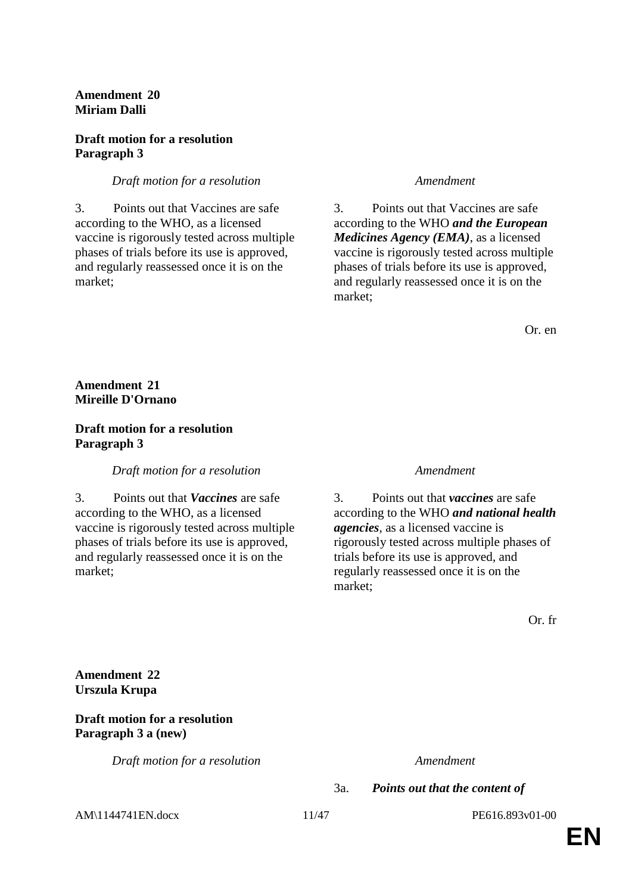**Amendment 20**
**Miriam Dalli**

**Draft motion for a resolution**
**Paragraph 3**

| *Draft motion for a resolution* | *Amendment* |
|---|---|
| 3. Points out that Vaccines are safe according to the WHO, as a licensed vaccine is rigorously tested across multiple phases of trials before its use is approved, and regularly reassessed once it is on the market; | 3. Points out that Vaccines are safe according to the WHO ***and the European Medicines Agency (EMA)***, as a licensed vaccine is rigorously tested across multiple phases of trials before its use is approved, and regularly reassessed once it is on the market; |

Or. en

**Amendment 21**
**Mireille D'Ornano**

**Draft motion for a resolution**
**Paragraph 3**

| *Draft motion for a resolution* | *Amendment* |
|---|---|
| 3. Points out that ***Vaccines*** are safe according to the WHO, as a licensed vaccine is rigorously tested across multiple phases of trials before its use is approved, and regularly reassessed once it is on the market; | 3. Points out that ***vaccines*** are safe according to the WHO ***and national health agencies***, as a licensed vaccine is rigorously tested across multiple phases of trials before its use is approved, and regularly reassessed once it is on the market; |

Or. fr

**Amendment 22**
**Urszula Krupa**

**Draft motion for a resolution**
**Paragraph 3 a (new)**

| *Draft motion for a resolution* | *Amendment* |
|---|---|
| | 3a. ***Points out that the content of*** |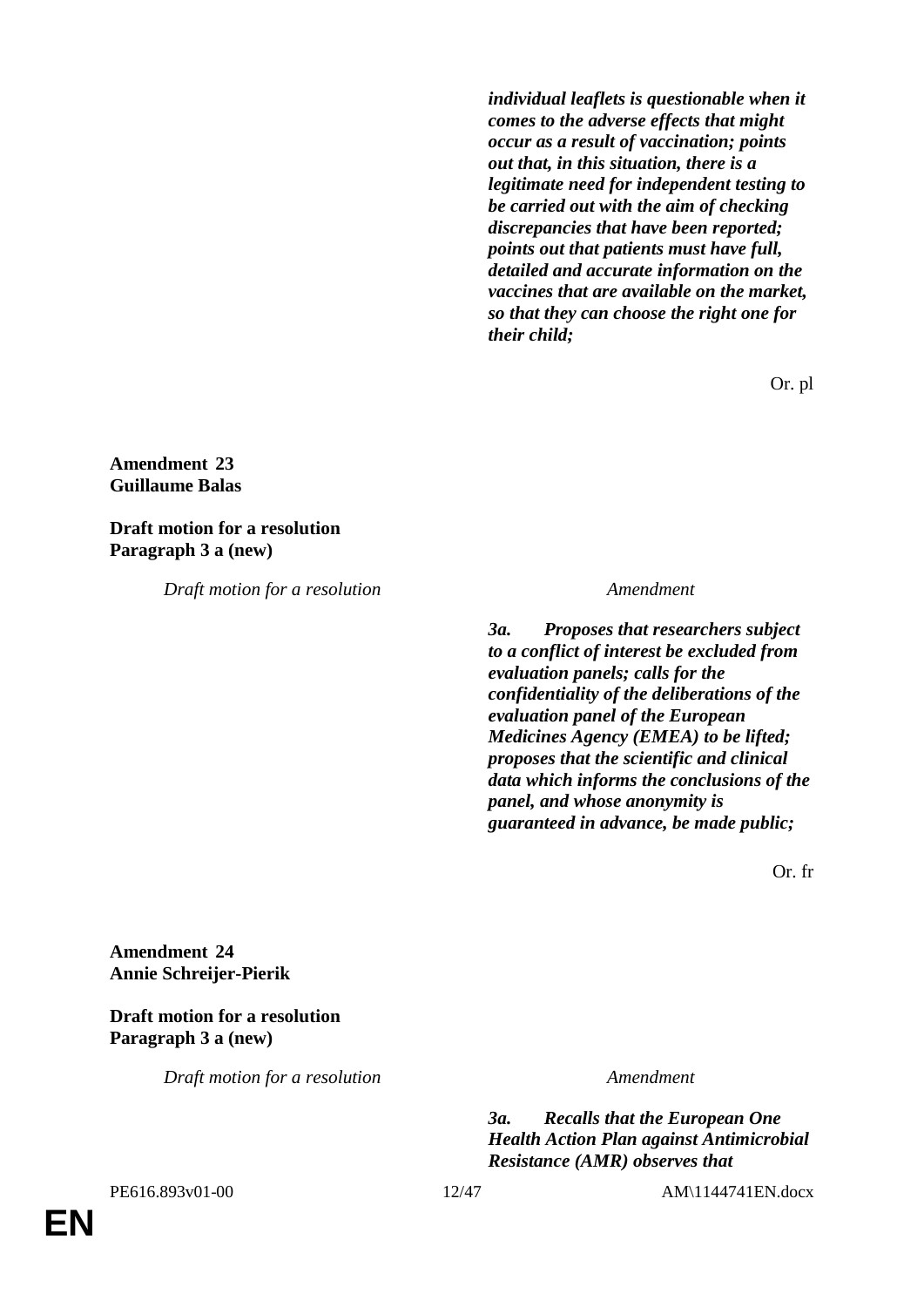| | |
|---|---|
| | ***individual leaflets is questionable when it comes to the adverse effects that might occur as a result of vaccination; points out that, in this situation, there is a legitimate need for independent testing to be carried out with the aim of checking discrepancies that have been reported; points out that patients must have full, detailed and accurate information on the vaccines that are available on the market, so that they can choose the right one for their child;*** |

Or. pl

**Amendment 23**
**Guillaume Balas**

**Draft motion for a resolution**
**Paragraph 3 a (new)**

| *Draft motion for a resolution* | *Amendment* |
|---|---|
| | ***3a. Proposes that researchers subject to a conflict of interest be excluded from evaluation panels; calls for the confidentiality of the deliberations of the evaluation panel of the European Medicines Agency (EMEA) to be lifted; proposes that the scientific and clinical data which informs the conclusions of the panel, and whose anonymity is guaranteed in advance, be made public;*** |

Or. fr

**Amendment 24**
**Annie Schreijer-Pierik**

**Draft motion for a resolution**
**Paragraph 3 a (new)**

| *Draft motion for a resolution* | *Amendment* |
|---|---|
| | ***3a. Recalls that the European One Health Action Plan against Antimicrobial Resistance (AMR) observes that*** |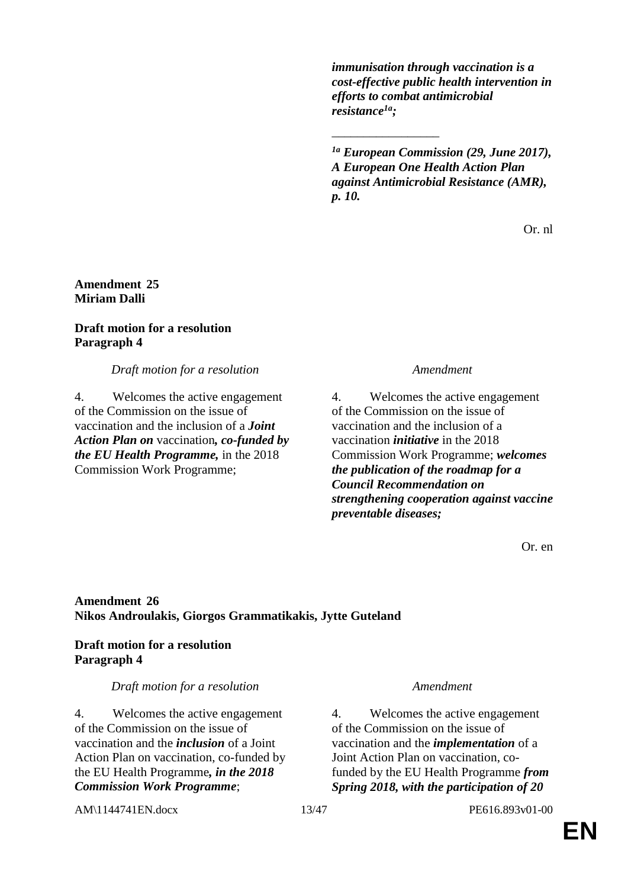***immunisation through vaccination is a cost-effective public health intervention in efforts to combat antimicrobial resistance[1a];***

________________

***[1a] European Commission (29, June 2017), A European One Health Action Plan against Antimicrobial Resistance (AMR), p. 10.***

Or. nl

**Amendment 25**
**Miriam Dalli**

**Draft motion for a resolution**
**Paragraph 4**

| *Draft motion for a resolution* | *Amendment* |
|---|---|
| 4. Welcomes the active engagement of the Commission on the issue of vaccination and the inclusion of a ***Joint Action Plan on*** vaccination***, co-funded by the EU Health Programme,*** in the 2018 Commission Work Programme; | 4. Welcomes the active engagement of the Commission on the issue of vaccination and the inclusion of a vaccination ***initiative*** in the 2018 Commission Work Programme; ***welcomes the publication of the roadmap for a Council Recommendation on strengthening cooperation against vaccine preventable diseases;*** |

Or. en

**Amendment 26**
**Nikos Androulakis, Giorgos Grammatikakis, Jytte Guteland**

**Draft motion for a resolution**
**Paragraph 4**

| *Draft motion for a resolution* | *Amendment* |
|---|---|
| 4. Welcomes the active engagement of the Commission on the issue of vaccination and the ***inclusion*** of a Joint Action Plan on vaccination, co-funded by the EU Health Programme***, in the 2018 Commission Work Programme***; | 4. Welcomes the active engagement of the Commission on the issue of vaccination and the ***implementation*** of a Joint Action Plan on vaccination, co-funded by the EU Health Programme ***from Spring 2018, with the participation of 20*** |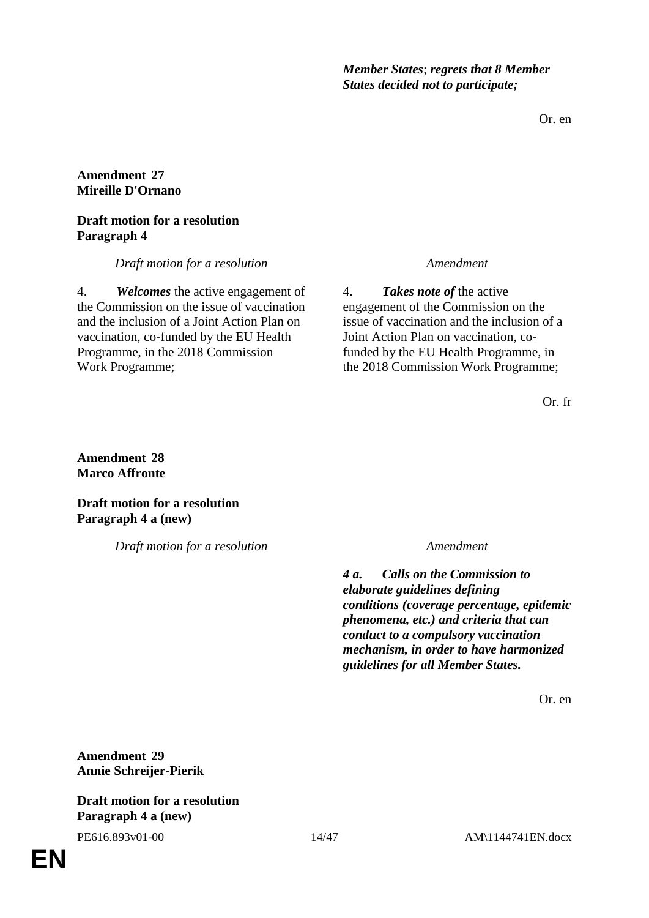| | |
|---|---|
| | ***Member States*; *regrets that 8 Member States decided not to participate;*** |

Or. en

**Amendment 27**
**Mireille D'Ornano**

**Draft motion for a resolution**
**Paragraph 4**

| *Draft motion for a resolution* | *Amendment* |
|---|---|
| 4. ***Welcomes*** the active engagement of the Commission on the issue of vaccination and the inclusion of a Joint Action Plan on vaccination, co-funded by the EU Health Programme, in the 2018 Commission Work Programme; | 4. ***Takes note of*** the active engagement of the Commission on the issue of vaccination and the inclusion of a Joint Action Plan on vaccination, co-funded by the EU Health Programme, in the 2018 Commission Work Programme; |

Or. fr

**Amendment 28**
**Marco Affronte**

**Draft motion for a resolution**
**Paragraph 4 a (new)**

| *Draft motion for a resolution* | *Amendment* |
|---|---|
| | ***4 a. Calls on the Commission to elaborate guidelines defining conditions (coverage percentage, epidemic phenomena, etc.) and criteria that can conduct to a compulsory vaccination mechanism, in order to have harmonized guidelines for all Member States.*** |

Or. en

**Amendment 29**
**Annie Schreijer-Pierik**

**Draft motion for a resolution**
**Paragraph 4 a (new)**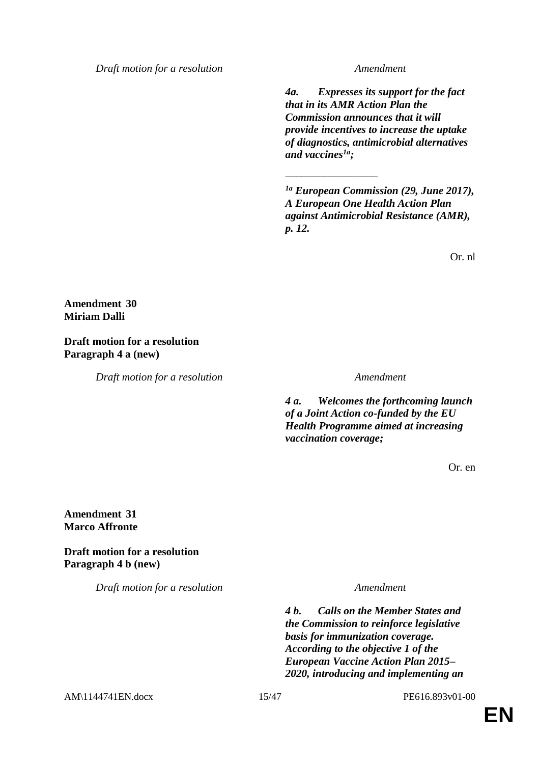| *Draft motion for a resolution* | *Amendment* |
|---|---|
| | ***4a. Expresses its support for the fact that in its AMR Action Plan the Commission announces that it will provide incentives to increase the uptake of diagnostics, antimicrobial alternatives and vaccines[1a];*** |

***[1a] European Commission (29, June 2017), A European One Health Action Plan against Antimicrobial Resistance (AMR), p. 12.***

Or. nl

**Amendment 30**
**Miriam Dalli**

**Draft motion for a resolution**
**Paragraph 4 a (new)**

| *Draft motion for a resolution* | *Amendment* |
|---|---|
| | ***4 a. Welcomes the forthcoming launch of a Joint Action co-funded by the EU Health Programme aimed at increasing vaccination coverage;*** |

Or. en

**Amendment 31**
**Marco Affronte**

**Draft motion for a resolution**
**Paragraph 4 b (new)**

| *Draft motion for a resolution* | *Amendment* |
|---|---|
| | ***4 b. Calls on the Member States and the Commission to reinforce legislative basis for immunization coverage. According to the objective 1 of the European Vaccine Action Plan 2015–2020, introducing and implementing an*** |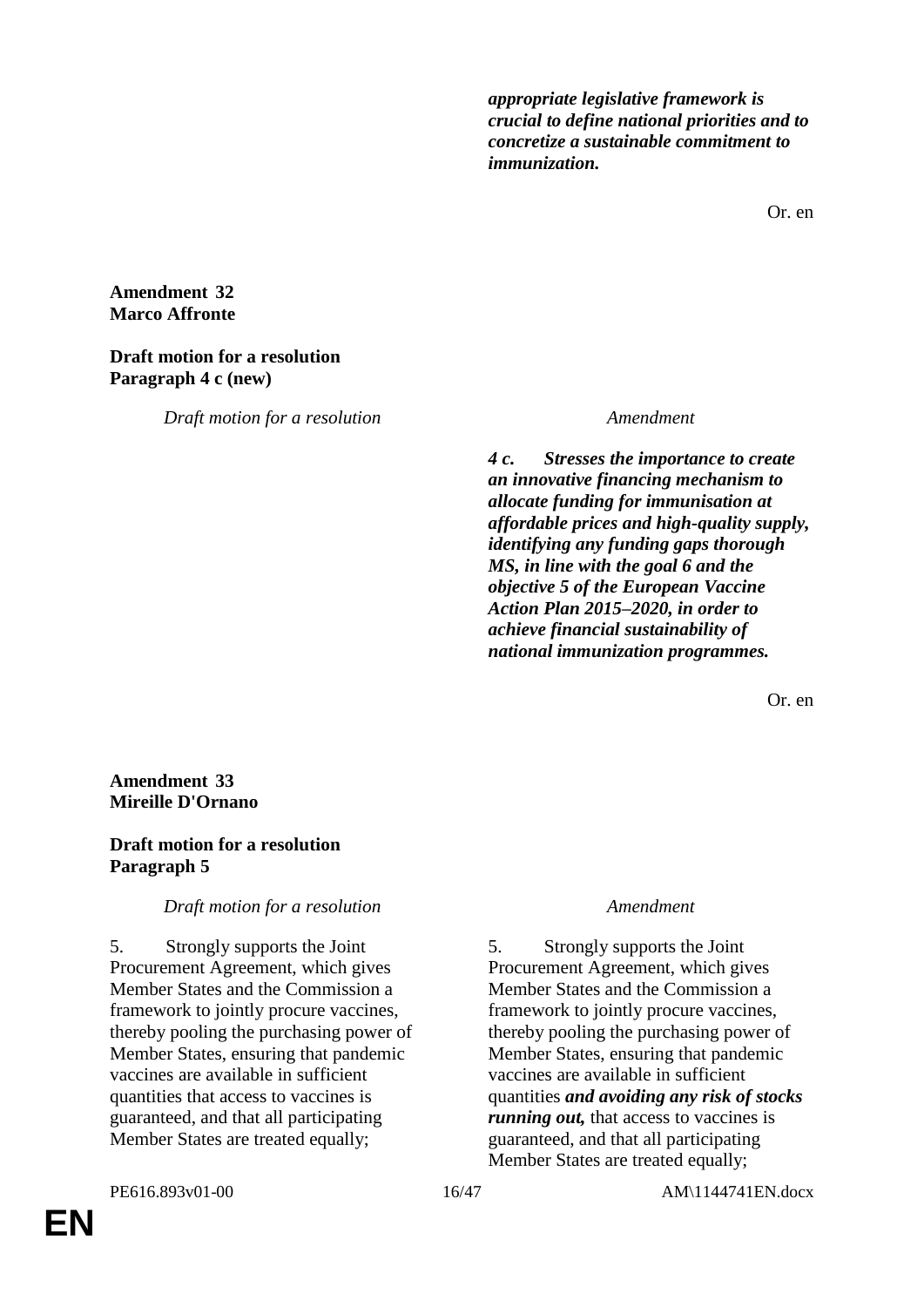***appropriate legislative framework is crucial to define national priorities and to concretize a sustainable commitment to immunization.***

Or. en

**Amendment 32**
**Marco Affronte**

**Draft motion for a resolution**
**Paragraph 4 c (new)**

| *Draft motion for a resolution* | *Amendment* |
|---|---|
| | ***4 c. Stresses the importance to create an innovative financing mechanism to allocate funding for immunisation at affordable prices and high-quality supply, identifying any funding gaps thorough MS, in line with the goal 6 and the objective 5 of the European Vaccine Action Plan 2015–2020, in order to achieve financial sustainability of national immunization programmes.*** |

Or. en

**Amendment 33**
**Mireille D'Ornano**

**Draft motion for a resolution**
**Paragraph 5**

| *Draft motion for a resolution* | *Amendment* |
|---|---|
| 5. Strongly supports the Joint Procurement Agreement, which gives Member States and the Commission a framework to jointly procure vaccines, thereby pooling the purchasing power of Member States, ensuring that pandemic vaccines are available in sufficient quantities that access to vaccines is guaranteed, and that all participating Member States are treated equally; | 5. Strongly supports the Joint Procurement Agreement, which gives Member States and the Commission a framework to jointly procure vaccines, thereby pooling the purchasing power of Member States, ensuring that pandemic vaccines are available in sufficient quantities ***and avoiding any risk of stocks running out,*** that access to vaccines is guaranteed, and that all participating Member States are treated equally; |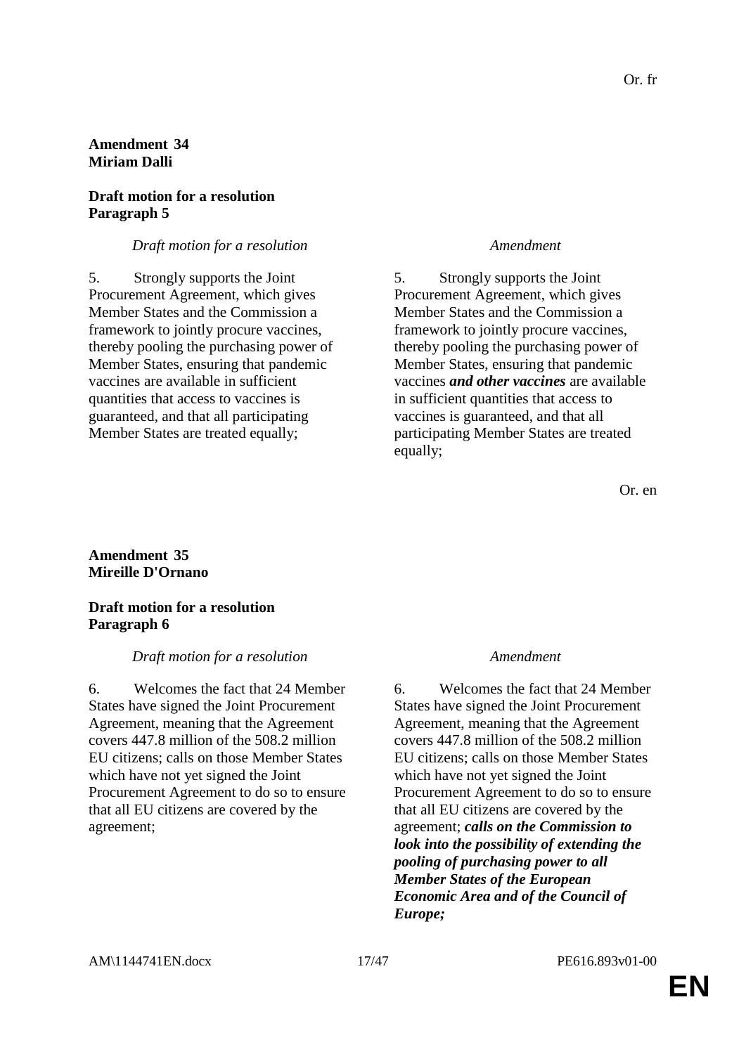Or. fr

**Amendment 34**
**Miriam Dalli**

**Draft motion for a resolution**
**Paragraph 5**

| *Draft motion for a resolution* | *Amendment* |
|---|---|
| 5. Strongly supports the Joint Procurement Agreement, which gives Member States and the Commission a framework to jointly procure vaccines, thereby pooling the purchasing power of Member States, ensuring that pandemic vaccines are available in sufficient quantities that access to vaccines is guaranteed, and that all participating Member States are treated equally; | 5. Strongly supports the Joint Procurement Agreement, which gives Member States and the Commission a framework to jointly procure vaccines, thereby pooling the purchasing power of Member States, ensuring that pandemic vaccines ***and other vaccines*** are available in sufficient quantities that access to vaccines is guaranteed, and that all participating Member States are treated equally; |

Or. en

**Amendment 35**
**Mireille D'Ornano**

**Draft motion for a resolution**
**Paragraph 6**

| *Draft motion for a resolution* | *Amendment* |
|---|---|
| 6. Welcomes the fact that 24 Member States have signed the Joint Procurement Agreement, meaning that the Agreement covers 447.8 million of the 508.2 million EU citizens; calls on those Member States which have not yet signed the Joint Procurement Agreement to do so to ensure that all EU citizens are covered by the agreement; | 6. Welcomes the fact that 24 Member States have signed the Joint Procurement Agreement, meaning that the Agreement covers 447.8 million of the 508.2 million EU citizens; calls on those Member States which have not yet signed the Joint Procurement Agreement to do so to ensure that all EU citizens are covered by the agreement; ***calls on the Commission to look into the possibility of extending the pooling of purchasing power to all Member States of the European Economic Area and of the Council of Europe;*** |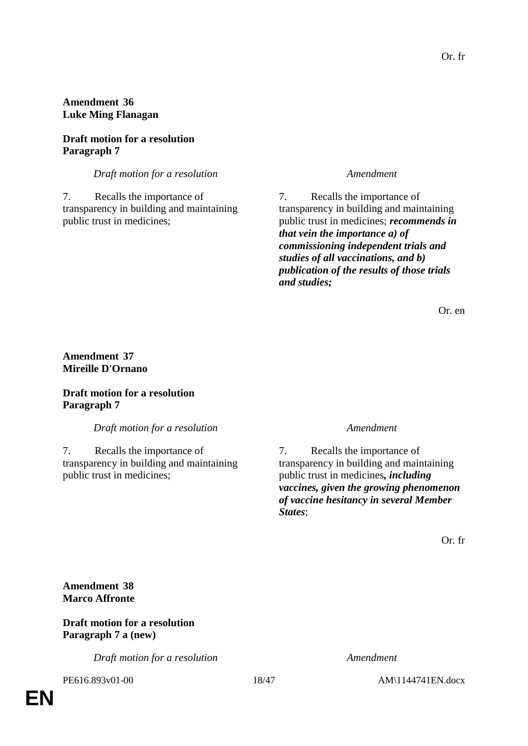Or. fr

**Amendment 36**
**Luke Ming Flanagan**

**Draft motion for a resolution**
**Paragraph 7**

| *Draft motion for a resolution* | *Amendment* |
|---|---|
| 7. Recalls the importance of transparency in building and maintaining public trust in medicines; | 7. Recalls the importance of transparency in building and maintaining public trust in medicines; ***recommends in that vein the importance a) of commissioning independent trials and studies of all vaccinations, and b) publication of the results of those trials and studies;*** |

Or. en

**Amendment 37**
**Mireille D'Ornano**

**Draft motion for a resolution**
**Paragraph 7**

| *Draft motion for a resolution* | *Amendment* |
|---|---|
| 7. Recalls the importance of transparency in building and maintaining public trust in medicines; | 7. Recalls the importance of transparency in building and maintaining public trust in medicines***, including vaccines, given the growing phenomenon of vaccine hesitancy in several Member States***; |

Or. fr

**Amendment 38**
**Marco Affronte**

**Draft motion for a resolution**
**Paragraph 7 a (new)**

| *Draft motion for a resolution* | *Amendment* |
|---|---|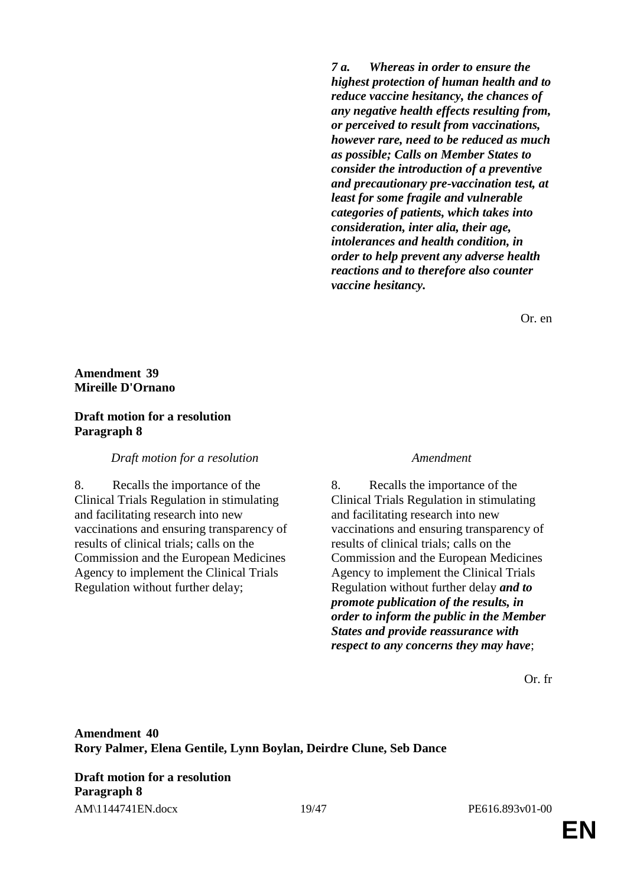| | |
|---|---|
| | ***7 a. Whereas in order to ensure the highest protection of human health and to reduce vaccine hesitancy, the chances of any negative health effects resulting from, or perceived to result from vaccinations, however rare, need to be reduced as much as possible; Calls on Member States to consider the introduction of a preventive and precautionary pre-vaccination test, at least for some fragile and vulnerable categories of patients, which takes into consideration, inter alia, their age, intolerances and health condition, in order to help prevent any adverse health reactions and to therefore also counter vaccine hesitancy.*** |

Or. en

**Amendment 39**
**Mireille D'Ornano**

**Draft motion for a resolution**
**Paragraph 8**

| *Draft motion for a resolution* | *Amendment* |
|---|---|
| 8. Recalls the importance of the Clinical Trials Regulation in stimulating and facilitating research into new vaccinations and ensuring transparency of results of clinical trials; calls on the Commission and the European Medicines Agency to implement the Clinical Trials Regulation without further delay; | 8. Recalls the importance of the Clinical Trials Regulation in stimulating and facilitating research into new vaccinations and ensuring transparency of results of clinical trials; calls on the Commission and the European Medicines Agency to implement the Clinical Trials Regulation without further delay ***and to promote publication of the results, in order to inform the public in the Member States and provide reassurance with respect to any concerns they may have***; |

Or. fr

**Amendment 40**
**Rory Palmer, Elena Gentile, Lynn Boylan, Deirdre Clune, Seb Dance**

**Draft motion for a resolution**
**Paragraph 8**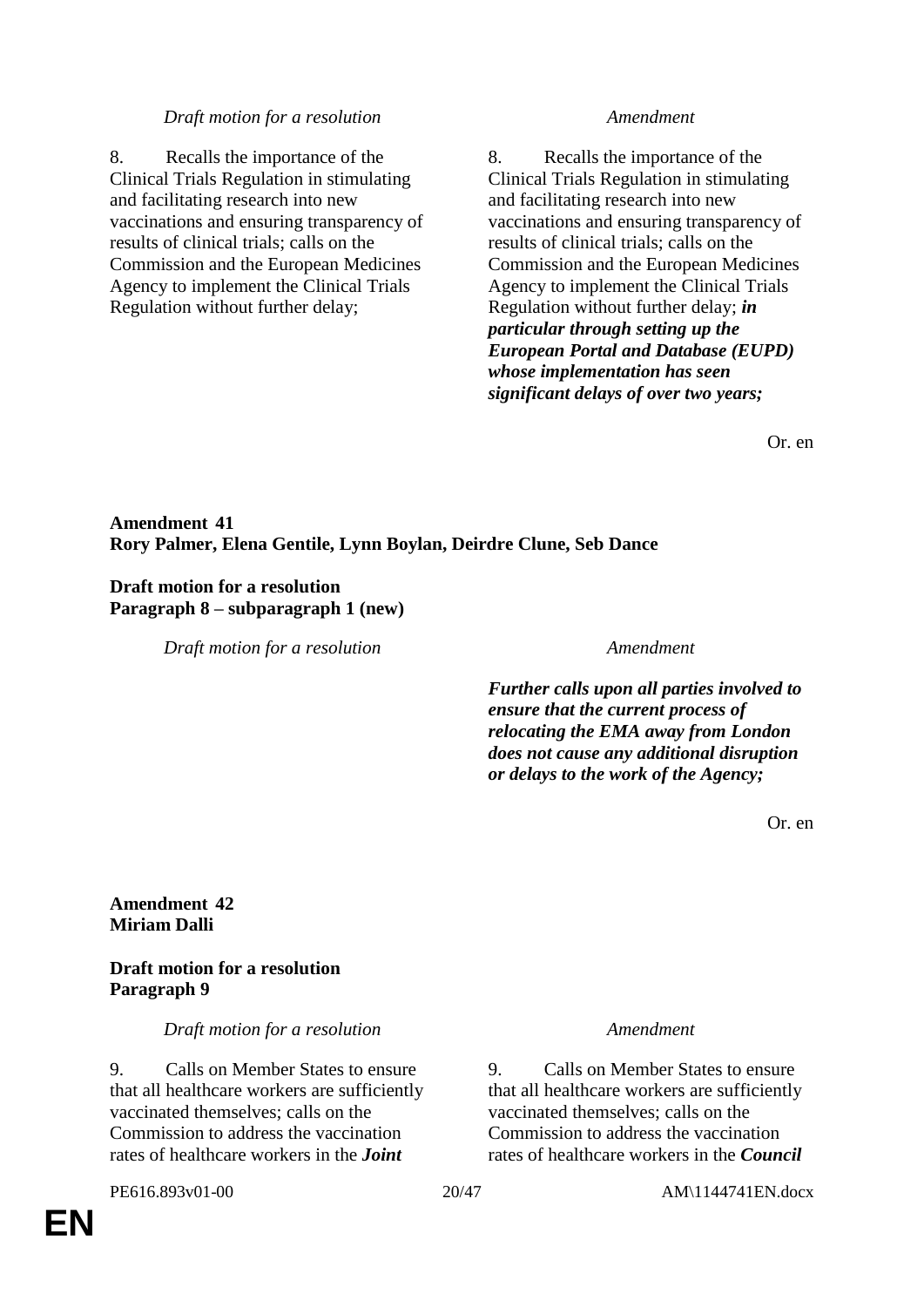| *Draft motion for a resolution* | *Amendment* |
|---|---|
| 8. Recalls the importance of the Clinical Trials Regulation in stimulating and facilitating research into new vaccinations and ensuring transparency of results of clinical trials; calls on the Commission and the European Medicines Agency to implement the Clinical Trials Regulation without further delay; | 8. Recalls the importance of the Clinical Trials Regulation in stimulating and facilitating research into new vaccinations and ensuring transparency of results of clinical trials; calls on the Commission and the European Medicines Agency to implement the Clinical Trials Regulation without further delay; ***in particular through setting up the European Portal and Database (EUPD) whose implementation has seen significant delays of over two years;*** |

Or. en

**Amendment 41**
**Rory Palmer, Elena Gentile, Lynn Boylan, Deirdre Clune, Seb Dance**

**Draft motion for a resolution**
**Paragraph 8 – subparagraph 1 (new)**

| *Draft motion for a resolution* | *Amendment* |
|---|---|
| | ***Further calls upon all parties involved to ensure that the current process of relocating the EMA away from London does not cause any additional disruption or delays to the work of the Agency;*** |

Or. en

**Amendment 42**
**Miriam Dalli**

**Draft motion for a resolution**
**Paragraph 9**

| *Draft motion for a resolution* | *Amendment* |
|---|---|
| 9. Calls on Member States to ensure that all healthcare workers are sufficiently vaccinated themselves; calls on the Commission to address the vaccination rates of healthcare workers in the ***Joint*** | 9. Calls on Member States to ensure that all healthcare workers are sufficiently vaccinated themselves; calls on the Commission to address the vaccination rates of healthcare workers in the ***Council*** |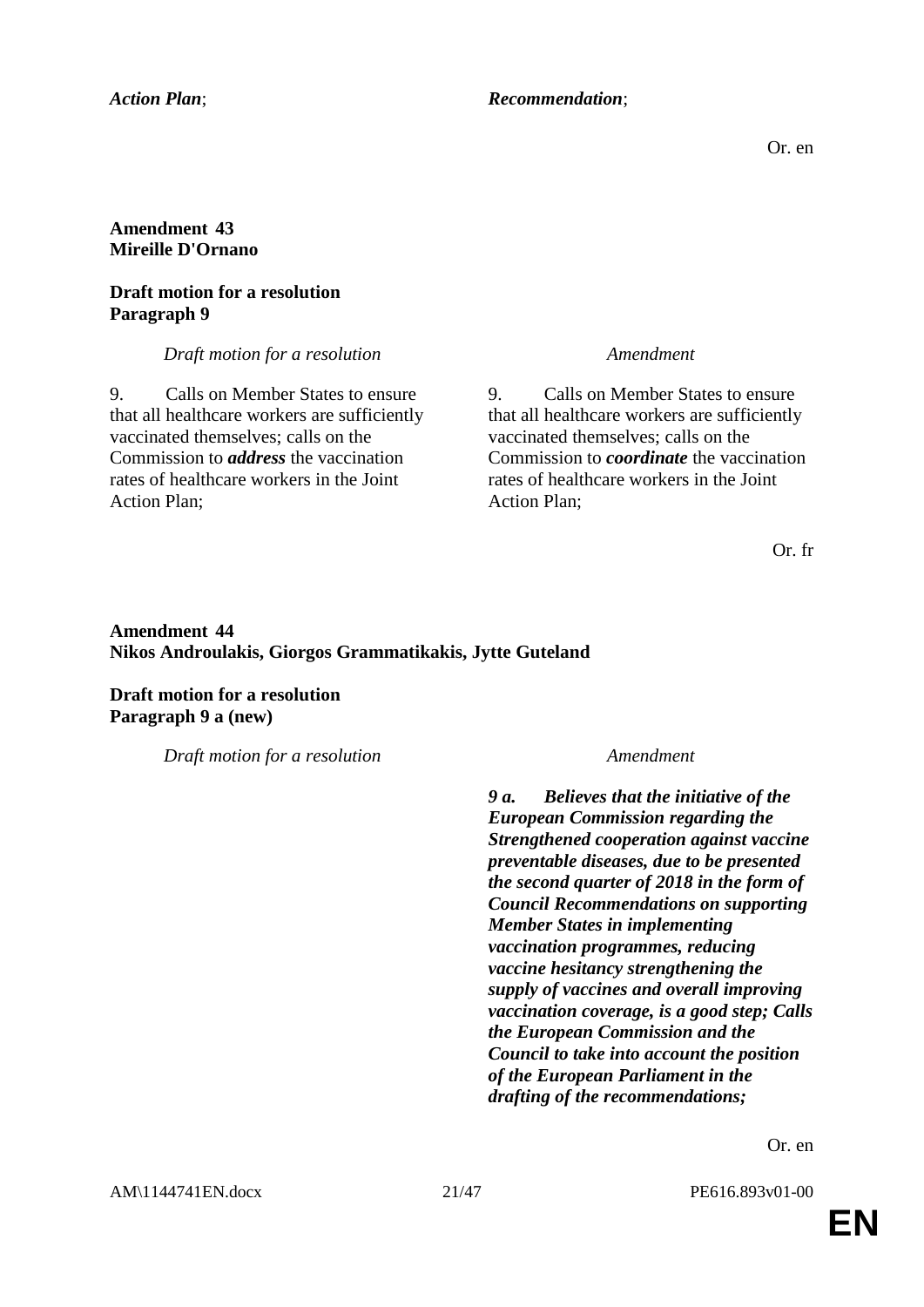| | |
|---|---|
| ***Action Plan***; | ***Recommendation***; |

Or. en

**Amendment 43**
**Mireille D'Ornano**

**Draft motion for a resolution**
**Paragraph 9**

| *Draft motion for a resolution* | *Amendment* |
|---|---|
| 9. Calls on Member States to ensure that all healthcare workers are sufficiently vaccinated themselves; calls on the Commission to ***address*** the vaccination rates of healthcare workers in the Joint Action Plan; | 9. Calls on Member States to ensure that all healthcare workers are sufficiently vaccinated themselves; calls on the Commission to ***coordinate*** the vaccination rates of healthcare workers in the Joint Action Plan; |

Or. fr

**Amendment 44**
**Nikos Androulakis, Giorgos Grammatikakis, Jytte Guteland**

**Draft motion for a resolution**
**Paragraph 9 a (new)**

| *Draft motion for a resolution* | *Amendment* |
|---|---|
| | ***9 a. Believes that the initiative of the European Commission regarding the Strengthened cooperation against vaccine preventable diseases, due to be presented the second quarter of 2018 in the form of Council Recommendations on supporting Member States in implementing vaccination programmes, reducing vaccine hesitancy strengthening the supply of vaccines and overall improving vaccination coverage, is a good step; Calls the European Commission and the Council to take into account the position of the European Parliament in the drafting of the recommendations;*** |

Or. en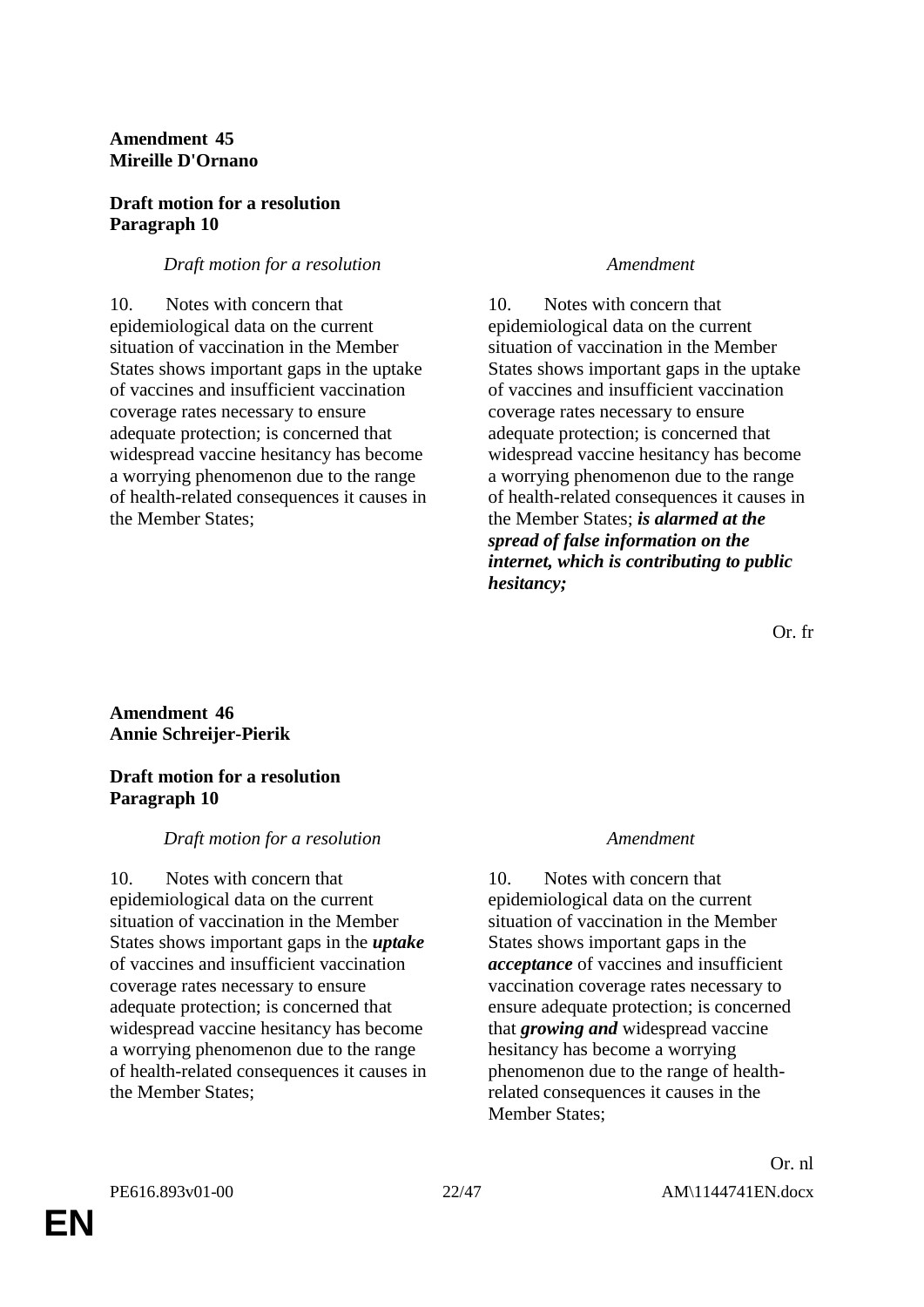**Amendment 45**
**Mireille D'Ornano**

**Draft motion for a resolution**
**Paragraph 10**

| *Draft motion for a resolution* | *Amendment* |
|---|---|
| 10. Notes with concern that epidemiological data on the current situation of vaccination in the Member States shows important gaps in the uptake of vaccines and insufficient vaccination coverage rates necessary to ensure adequate protection; is concerned that widespread vaccine hesitancy has become a worrying phenomenon due to the range of health-related consequences it causes in the Member States; | 10. Notes with concern that epidemiological data on the current situation of vaccination in the Member States shows important gaps in the uptake of vaccines and insufficient vaccination coverage rates necessary to ensure adequate protection; is concerned that widespread vaccine hesitancy has become a worrying phenomenon due to the range of health-related consequences it causes in the Member States; ***is alarmed at the spread of false information on the internet, which is contributing to public hesitancy;*** |

Or. fr

**Amendment 46**
**Annie Schreijer-Pierik**

**Draft motion for a resolution**
**Paragraph 10**

| *Draft motion for a resolution* | *Amendment* |
|---|---|
| 10. Notes with concern that epidemiological data on the current situation of vaccination in the Member States shows important gaps in the ***uptake*** of vaccines and insufficient vaccination coverage rates necessary to ensure adequate protection; is concerned that widespread vaccine hesitancy has become a worrying phenomenon due to the range of health-related consequences it causes in the Member States; | 10. Notes with concern that epidemiological data on the current situation of vaccination in the Member States shows important gaps in the ***acceptance*** of vaccines and insufficient vaccination coverage rates necessary to ensure adequate protection; is concerned that ***growing and*** widespread vaccine hesitancy has become a worrying phenomenon due to the range of health-related consequences it causes in the Member States; |

Or. nl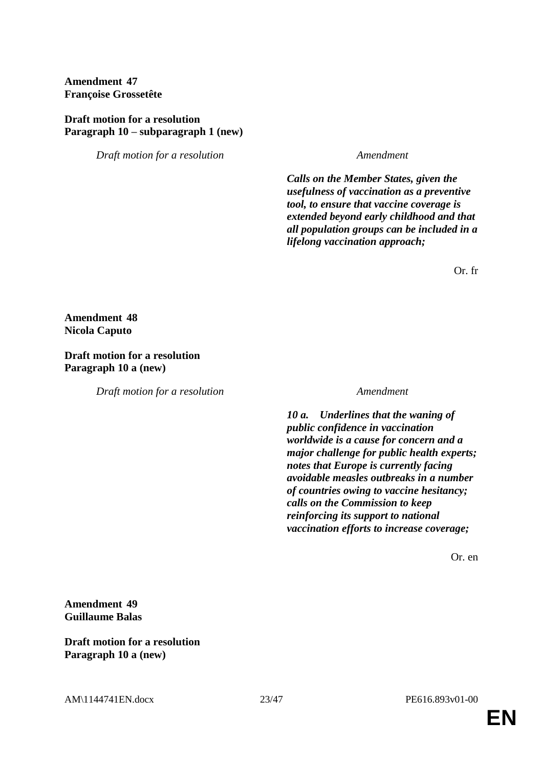**Amendment 47**
**Françoise Grossetête**

**Draft motion for a resolution**
**Paragraph 10 – subparagraph 1 (new)**

| *Draft motion for a resolution* | *Amendment* |
|---|---|
| | ***Calls on the Member States, given the usefulness of vaccination as a preventive tool, to ensure that vaccine coverage is extended beyond early childhood and that all population groups can be included in a lifelong vaccination approach;*** |

Or. fr

**Amendment 48**
**Nicola Caputo**

**Draft motion for a resolution**
**Paragraph 10 a (new)**

| *Draft motion for a resolution* | *Amendment* |
|---|---|
| | ***10 a. Underlines that the waning of public confidence in vaccination worldwide is a cause for concern and a major challenge for public health experts; notes that Europe is currently facing avoidable measles outbreaks in a number of countries owing to vaccine hesitancy; calls on the Commission to keep reinforcing its support to national vaccination efforts to increase coverage;*** |

Or. en

**Amendment 49**
**Guillaume Balas**

**Draft motion for a resolution**
**Paragraph 10 a (new)**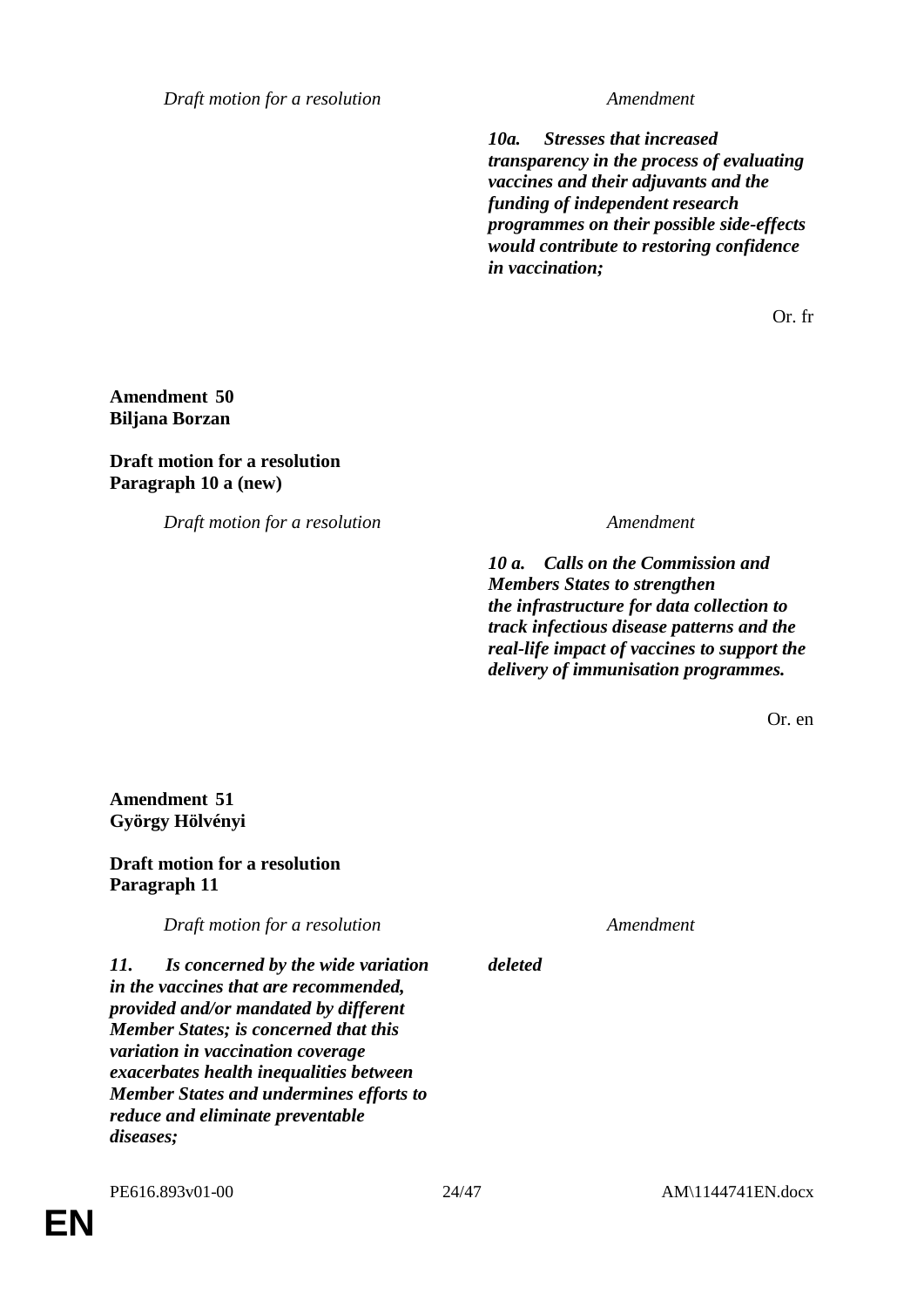| Draft motion for a resolution | Amendment |
|---|---|
| | ***10a. Stresses that increased transparency in the process of evaluating vaccines and their adjuvants and the funding of independent research programmes on their possible side-effects would contribute to restoring confidence in vaccination;*** |

Or. fr

**Amendment 50**
**Biljana Borzan**

**Draft motion for a resolution**
**Paragraph 10 a (new)**

| Draft motion for a resolution | Amendment |
|---|---|
| | ***10 a. Calls on the Commission and Members States to strengthen the infrastructure for data collection to track infectious disease patterns and the real-life impact of vaccines to support the delivery of immunisation programmes.*** |

Or. en

**Amendment 51**
**György Hölvényi**

**Draft motion for a resolution**
**Paragraph 11**

| Draft motion for a resolution | Amendment |
|---|---|
| ***11. Is concerned by the wide variation in the vaccines that are recommended, provided and/or mandated by different Member States; is concerned that this variation in vaccination coverage exacerbates health inequalities between Member States and undermines efforts to reduce and eliminate preventable diseases;*** | ***deleted*** |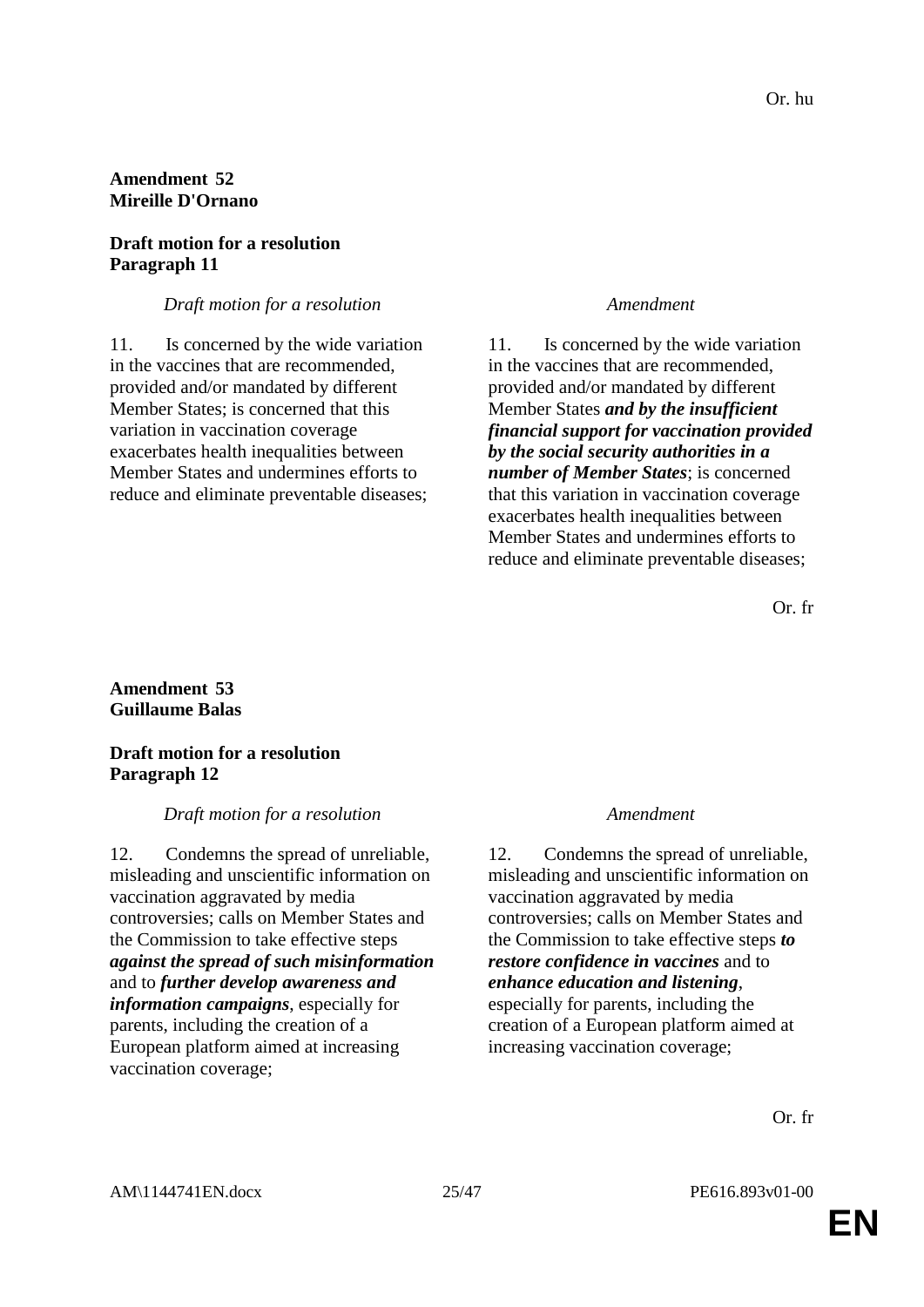Or. hu

**Amendment 52**
**Mireille D'Ornano**

**Draft motion for a resolution**
**Paragraph 11**

| *Draft motion for a resolution* | *Amendment* |
|---|---|
| 11. Is concerned by the wide variation in the vaccines that are recommended, provided and/or mandated by different Member States; is concerned that this variation in vaccination coverage exacerbates health inequalities between Member States and undermines efforts to reduce and eliminate preventable diseases; | 11. Is concerned by the wide variation in the vaccines that are recommended, provided and/or mandated by different Member States ***and by the insufficient financial support for vaccination provided by the social security authorities in a number of Member States***; is concerned that this variation in vaccination coverage exacerbates health inequalities between Member States and undermines efforts to reduce and eliminate preventable diseases; |

Or. fr

**Amendment 53**
**Guillaume Balas**

**Draft motion for a resolution**
**Paragraph 12**

| *Draft motion for a resolution* | *Amendment* |
|---|---|
| 12. Condemns the spread of unreliable, misleading and unscientific information on vaccination aggravated by media controversies; calls on Member States and the Commission to take effective steps ***against the spread of such misinformation*** and to ***further develop awareness and information campaigns***, especially for parents, including the creation of a European platform aimed at increasing vaccination coverage; | 12. Condemns the spread of unreliable, misleading and unscientific information on vaccination aggravated by media controversies; calls on Member States and the Commission to take effective steps ***to restore confidence in vaccines*** and to ***enhance education and listening***, especially for parents, including the creation of a European platform aimed at increasing vaccination coverage; |

Or. fr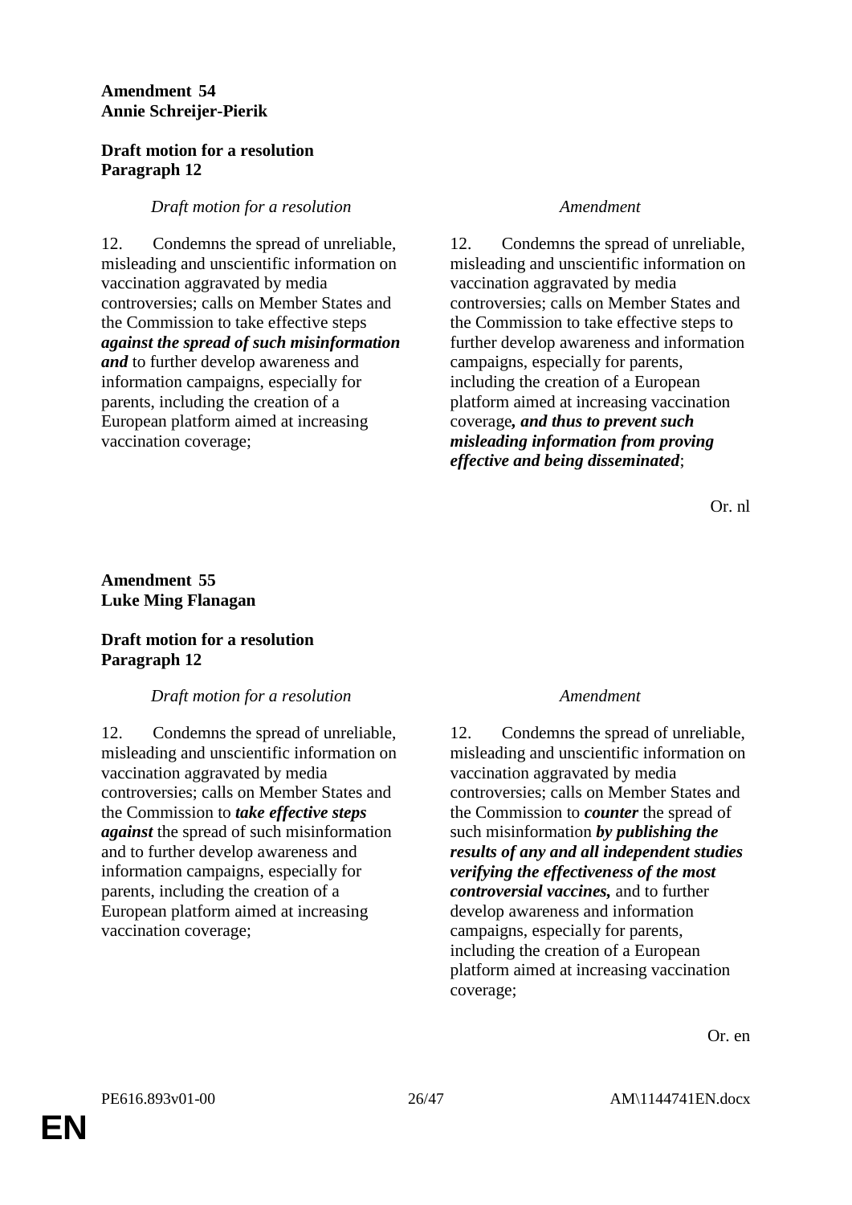**Amendment 54**
**Annie Schreijer-Pierik**

**Draft motion for a resolution**
**Paragraph 12**

| *Draft motion for a resolution* | *Amendment* |
| --- | --- |
| 12. Condemns the spread of unreliable, misleading and unscientific information on vaccination aggravated by media controversies; calls on Member States and the Commission to take effective steps ***against the spread of such misinformation and*** to further develop awareness and information campaigns, especially for parents, including the creation of a European platform aimed at increasing vaccination coverage; | 12. Condemns the spread of unreliable, misleading and unscientific information on vaccination aggravated by media controversies; calls on Member States and the Commission to take effective steps to further develop awareness and information campaigns, especially for parents, including the creation of a European platform aimed at increasing vaccination coverage***, and thus to prevent such misleading information from proving effective and being disseminated***; |

Or. nl

**Amendment 55**
**Luke Ming Flanagan**

**Draft motion for a resolution**
**Paragraph 12**

| *Draft motion for a resolution* | *Amendment* |
| --- | --- |
| 12. Condemns the spread of unreliable, misleading and unscientific information on vaccination aggravated by media controversies; calls on Member States and the Commission to ***take effective steps against*** the spread of such misinformation and to further develop awareness and information campaigns, especially for parents, including the creation of a European platform aimed at increasing vaccination coverage; | 12. Condemns the spread of unreliable, misleading and unscientific information on vaccination aggravated by media controversies; calls on Member States and the Commission to ***counter*** the spread of such misinformation ***by publishing the results of any and all independent studies verifying the effectiveness of the most controversial vaccines,*** and to further develop awareness and information campaigns, especially for parents, including the creation of a European platform aimed at increasing vaccination coverage; |

Or. en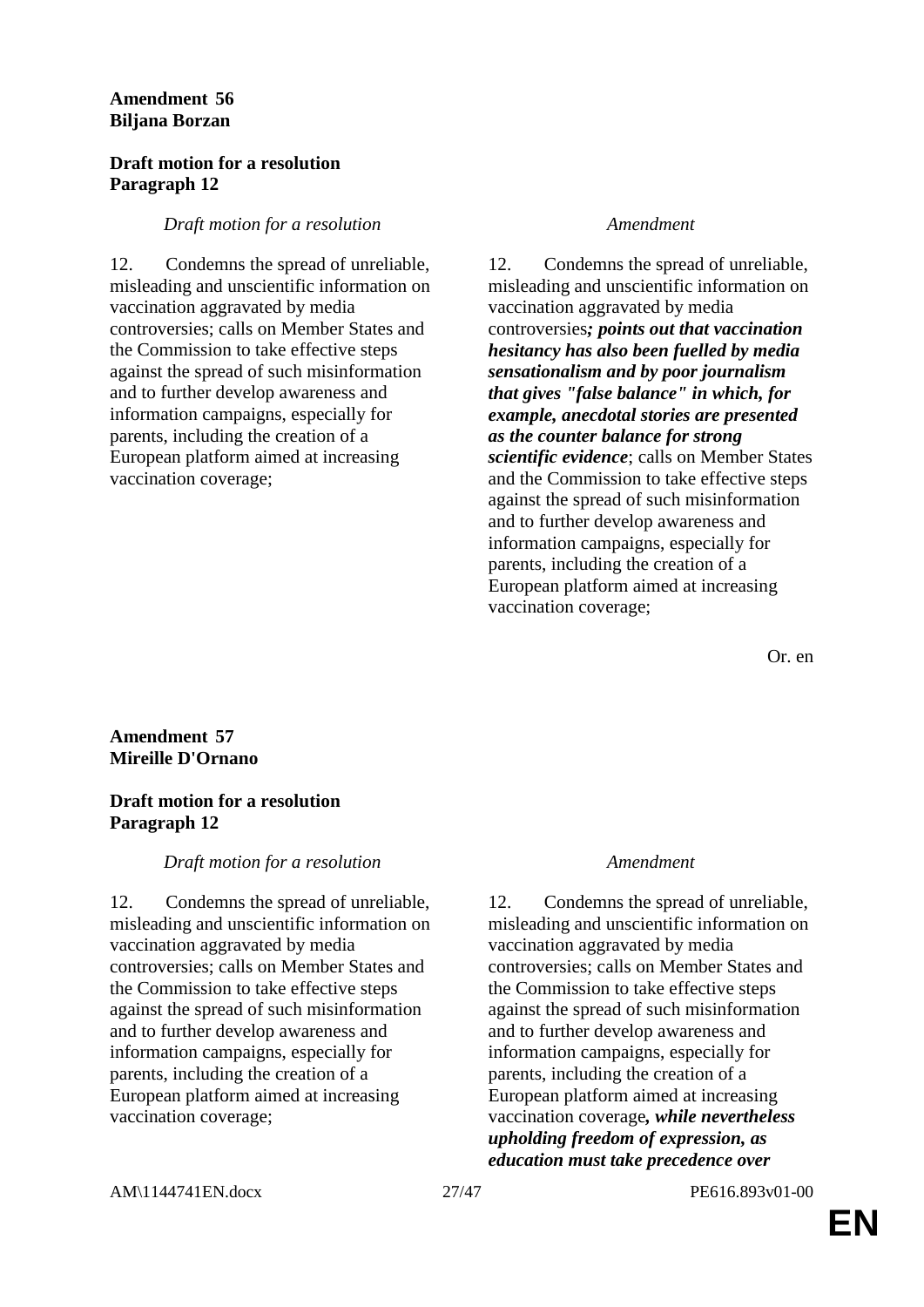**Amendment 56**
**Biljana Borzan**

**Draft motion for a resolution**
**Paragraph 12**

| *Draft motion for a resolution* | *Amendment* |
|---|---|
| 12. Condemns the spread of unreliable, misleading and unscientific information on vaccination aggravated by media controversies; calls on Member States and the Commission to take effective steps against the spread of such misinformation and to further develop awareness and information campaigns, especially for parents, including the creation of a European platform aimed at increasing vaccination coverage; | 12. Condemns the spread of unreliable, misleading and unscientific information on vaccination aggravated by media controversies***; points out that vaccination hesitancy has also been fuelled by media sensationalism and by poor journalism that gives "false balance" in which, for example, anecdotal stories are presented as the counter balance for strong scientific evidence***; calls on Member States and the Commission to take effective steps against the spread of such misinformation and to further develop awareness and information campaigns, especially for parents, including the creation of a European platform aimed at increasing vaccination coverage; |

Or. en

**Amendment 57**
**Mireille D'Ornano**

**Draft motion for a resolution**
**Paragraph 12**

| *Draft motion for a resolution* | *Amendment* |
|---|---|
| 12. Condemns the spread of unreliable, misleading and unscientific information on vaccination aggravated by media controversies; calls on Member States and the Commission to take effective steps against the spread of such misinformation and to further develop awareness and information campaigns, especially for parents, including the creation of a European platform aimed at increasing vaccination coverage; | 12. Condemns the spread of unreliable, misleading and unscientific information on vaccination aggravated by media controversies; calls on Member States and the Commission to take effective steps against the spread of such misinformation and to further develop awareness and information campaigns, especially for parents, including the creation of a European platform aimed at increasing vaccination coverage***, while nevertheless upholding freedom of expression, as education must take precedence over*** |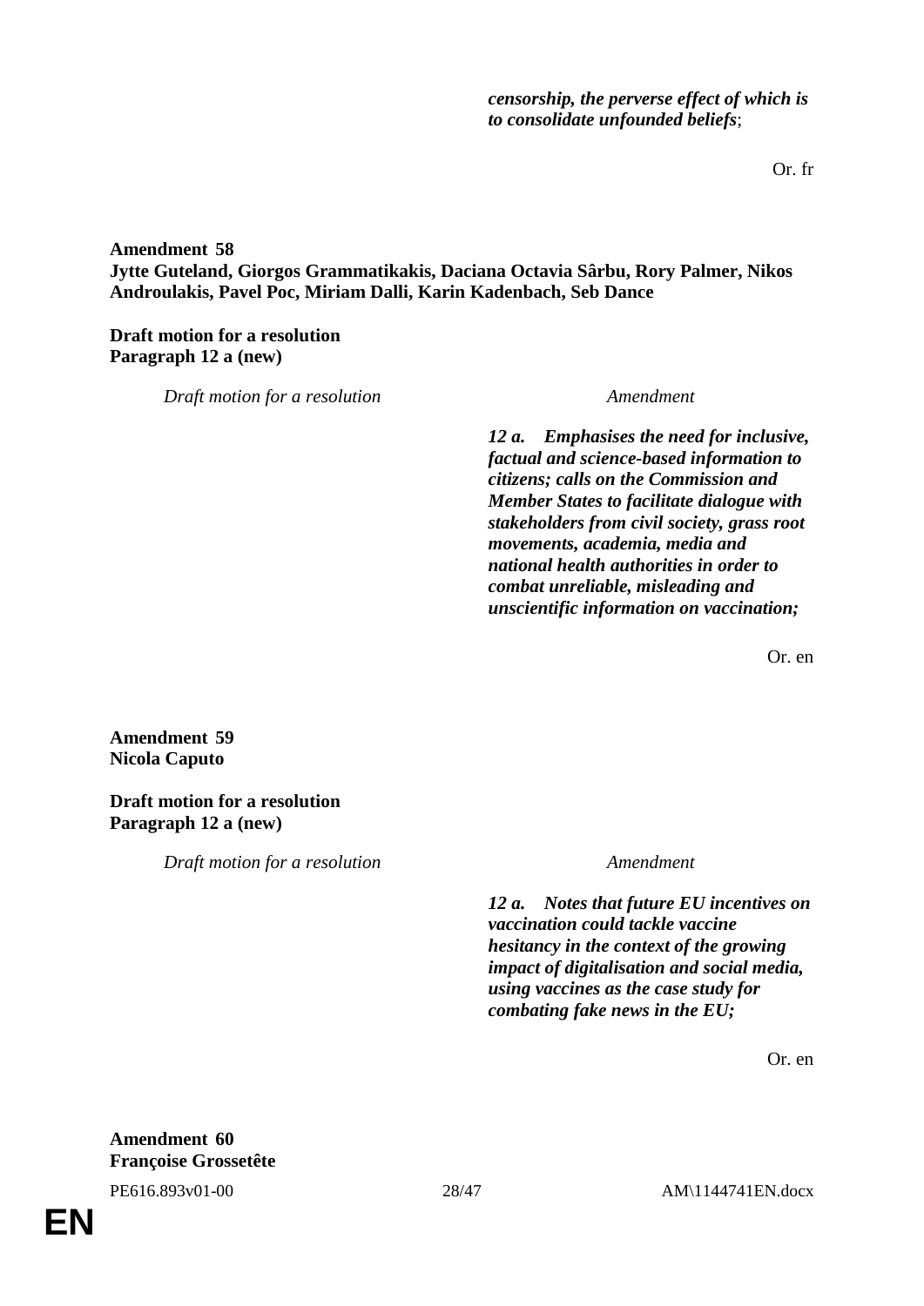| | |
|---|---|
| | ***censorship, the perverse effect of which is to consolidate unfounded beliefs***; |

Or. fr

**Amendment 58**
**Jytte Guteland, Giorgos Grammatikakis, Daciana Octavia Sârbu, Rory Palmer, Nikos Androulakis, Pavel Poc, Miriam Dalli, Karin Kadenbach, Seb Dance**

**Draft motion for a resolution**
**Paragraph 12 a (new)**

| *Draft motion for a resolution* | *Amendment* |
|---|---|
| | ***12 a. Emphasises the need for inclusive, factual and science-based information to citizens; calls on the Commission and Member States to facilitate dialogue with stakeholders from civil society, grass root movements, academia, media and national health authorities in order to combat unreliable, misleading and unscientific information on vaccination;*** |

Or. en

**Amendment 59**
**Nicola Caputo**

**Draft motion for a resolution**
**Paragraph 12 a (new)**

| *Draft motion for a resolution* | *Amendment* |
|---|---|
| | ***12 a. Notes that future EU incentives on vaccination could tackle vaccine hesitancy in the context of the growing impact of digitalisation and social media, using vaccines as the case study for combating fake news in the EU;*** |

Or. en

**Amendment 60**
**Françoise Grossetête**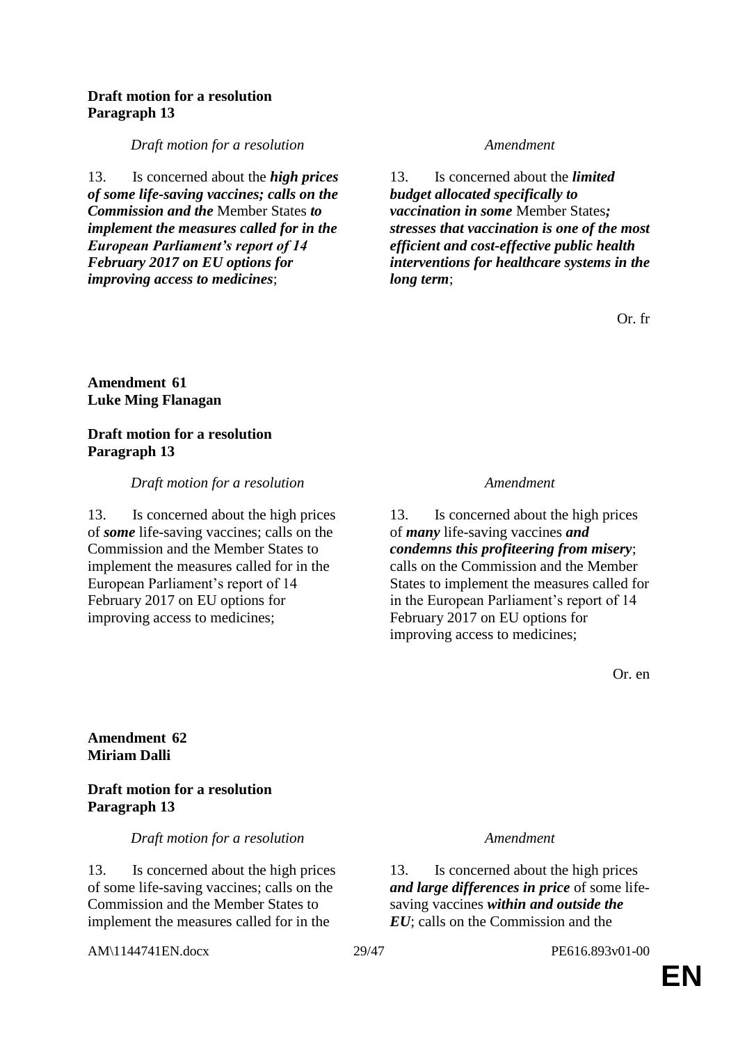**Draft motion for a resolution**
**Paragraph 13**

| *Draft motion for a resolution* | *Amendment* |
|---|---|
| 13. Is concerned about the ***high prices of some life-saving vaccines; calls on the Commission and the*** Member States ***to implement the measures called for in the European Parliament's report of 14 February 2017 on EU options for improving access to medicines***; | 13. Is concerned about the ***limited budget allocated specifically to vaccination in some*** Member States***; stresses that vaccination is one of the most efficient and cost-effective public health interventions for healthcare systems in the long term***; |

Or. fr

**Amendment 61**
**Luke Ming Flanagan**

**Draft motion for a resolution**
**Paragraph 13**

| *Draft motion for a resolution* | *Amendment* |
|---|---|
| 13. Is concerned about the high prices of ***some*** life-saving vaccines; calls on the Commission and the Member States to implement the measures called for in the European Parliament's report of 14 February 2017 on EU options for improving access to medicines; | 13. Is concerned about the high prices of ***many*** life-saving vaccines ***and condemns this profiteering from misery***; calls on the Commission and the Member States to implement the measures called for in the European Parliament's report of 14 February 2017 on EU options for improving access to medicines; |

Or. en

**Amendment 62**
**Miriam Dalli**

**Draft motion for a resolution**
**Paragraph 13**

| *Draft motion for a resolution* | *Amendment* |
|---|---|
| 13. Is concerned about the high prices of some life-saving vaccines; calls on the Commission and the Member States to implement the measures called for in the | 13. Is concerned about the high prices ***and large differences in price*** of some life-saving vaccines ***within and outside the EU***; calls on the Commission and the |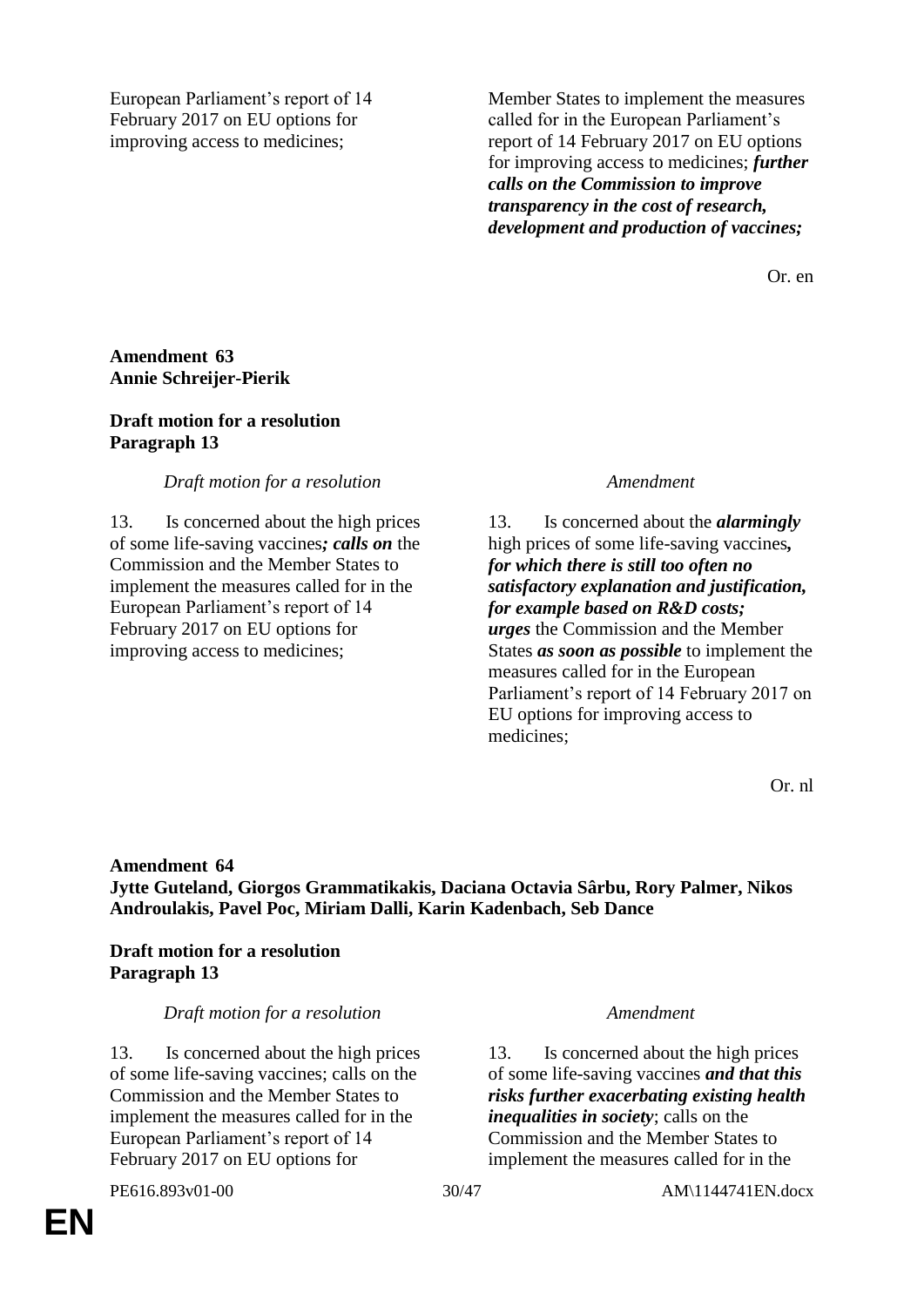| | |
|---|---|
| European Parliament’s report of 14 February 2017 on EU options for improving access to medicines; | Member States to implement the measures called for in the European Parliament’s report of 14 February 2017 on EU options for improving access to medicines; ***further calls on the Commission to improve transparency in the cost of research, development and production of vaccines;*** |

Or. en

**Amendment 63**
**Annie Schreijer-Pierik**

**Draft motion for a resolution**
**Paragraph 13**

| *Draft motion for a resolution* | *Amendment* |
|---|---|
| 13. Is concerned about the high prices of some life-saving vaccines***; calls on*** the Commission and the Member States to implement the measures called for in the European Parliament’s report of 14 February 2017 on EU options for improving access to medicines; | 13. Is concerned about the ***alarmingly*** high prices of some life-saving vaccines***, for which there is still too often no satisfactory explanation and justification, for example based on R&D costs; urges*** the Commission and the Member States ***as soon as possible*** to implement the measures called for in the European Parliament’s report of 14 February 2017 on EU options for improving access to medicines; |

Or. nl

**Amendment 64**
**Jytte Guteland, Giorgos Grammatikakis, Daciana Octavia Sârbu, Rory Palmer, Nikos Androulakis, Pavel Poc, Miriam Dalli, Karin Kadenbach, Seb Dance**

**Draft motion for a resolution**
**Paragraph 13**

| *Draft motion for a resolution* | *Amendment* |
|---|---|
| 13. Is concerned about the high prices of some life-saving vaccines; calls on the Commission and the Member States to implement the measures called for in the European Parliament’s report of 14 February 2017 on EU options for | 13. Is concerned about the high prices of some life-saving vaccines ***and that this risks further exacerbating existing health inequalities in society***; calls on the Commission and the Member States to implement the measures called for in the |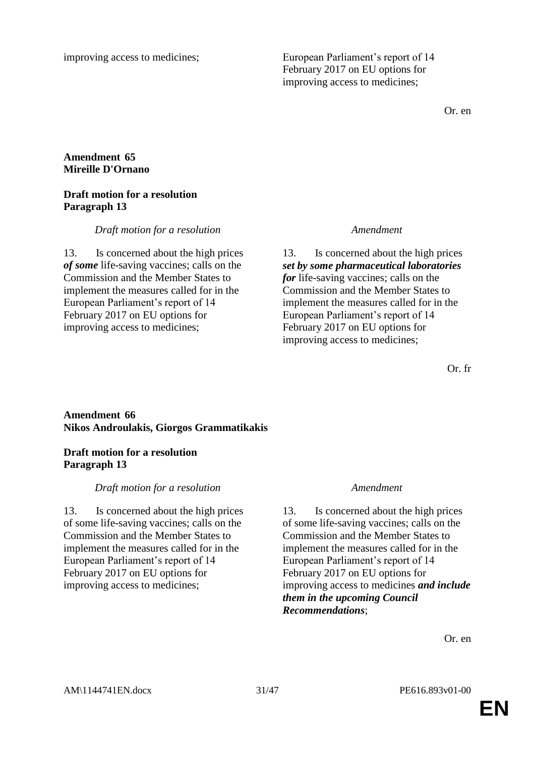| | |
|---|---|
| improving access to medicines; | European Parliament's report of 14 February 2017 on EU options for improving access to medicines; |

Or. en

**Amendment 65**
**Mireille D'Ornano**

**Draft motion for a resolution**
**Paragraph 13**

| *Draft motion for a resolution* | *Amendment* |
|---|---|
| 13. Is concerned about the high prices ***of some*** life-saving vaccines; calls on the Commission and the Member States to implement the measures called for in the European Parliament's report of 14 February 2017 on EU options for improving access to medicines; | 13. Is concerned about the high prices ***set by some pharmaceutical laboratories for*** life-saving vaccines; calls on the Commission and the Member States to implement the measures called for in the European Parliament's report of 14 February 2017 on EU options for improving access to medicines; |

Or. fr

**Amendment 66**
**Nikos Androulakis, Giorgos Grammatikakis**

**Draft motion for a resolution**
**Paragraph 13**

| *Draft motion for a resolution* | *Amendment* |
|---|---|
| 13. Is concerned about the high prices of some life-saving vaccines; calls on the Commission and the Member States to implement the measures called for in the European Parliament's report of 14 February 2017 on EU options for improving access to medicines; | 13. Is concerned about the high prices of some life-saving vaccines; calls on the Commission and the Member States to implement the measures called for in the European Parliament's report of 14 February 2017 on EU options for improving access to medicines ***and include them in the upcoming Council Recommendations***; |

Or. en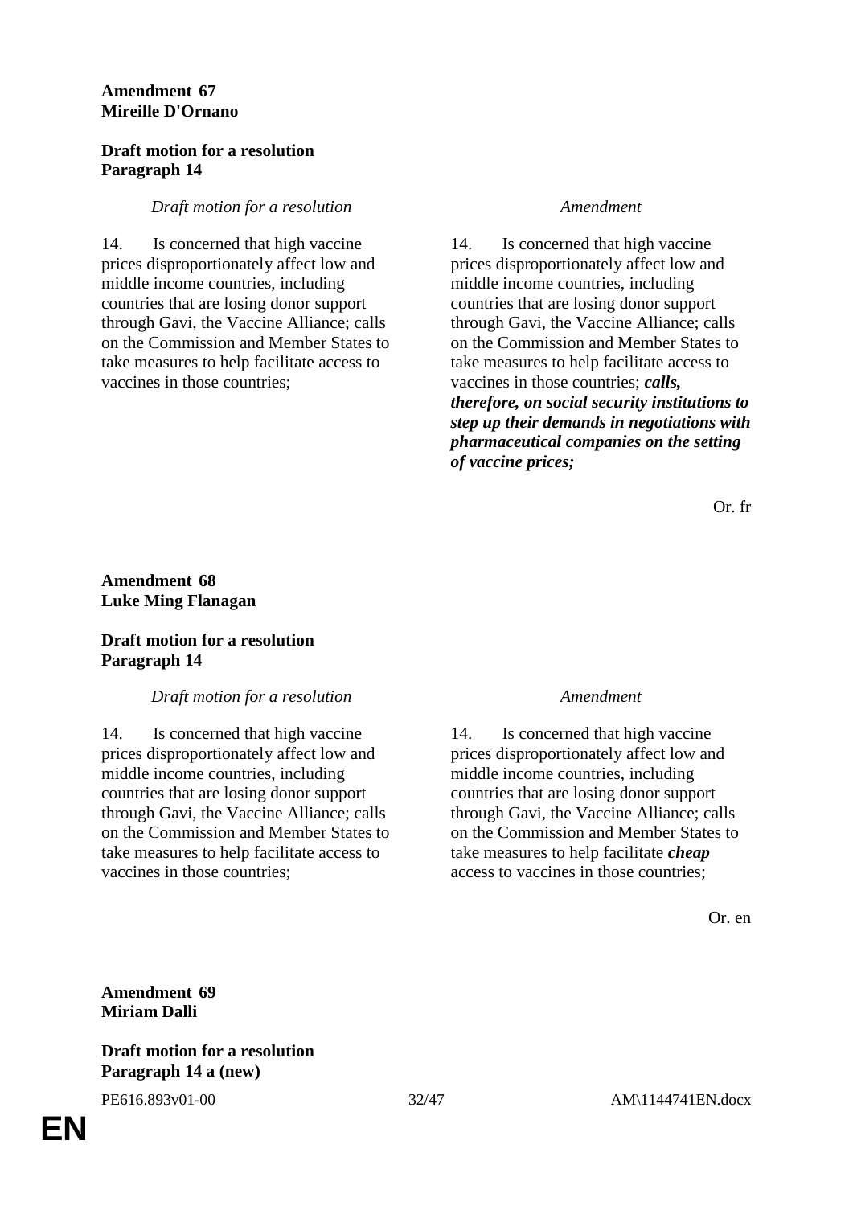**Amendment 67**
**Mireille D'Ornano**

**Draft motion for a resolution**
**Paragraph 14**

| *Draft motion for a resolution* | *Amendment* |
|---|---|
| 14. Is concerned that high vaccine prices disproportionately affect low and middle income countries, including countries that are losing donor support through Gavi, the Vaccine Alliance; calls on the Commission and Member States to take measures to help facilitate access to vaccines in those countries; | 14. Is concerned that high vaccine prices disproportionately affect low and middle income countries, including countries that are losing donor support through Gavi, the Vaccine Alliance; calls on the Commission and Member States to take measures to help facilitate access to vaccines in those countries; ***calls, therefore, on social security institutions to step up their demands in negotiations with pharmaceutical companies on the setting of vaccine prices;*** |

Or. fr

**Amendment 68**
**Luke Ming Flanagan**

**Draft motion for a resolution**
**Paragraph 14**

| *Draft motion for a resolution* | *Amendment* |
|---|---|
| 14. Is concerned that high vaccine prices disproportionately affect low and middle income countries, including countries that are losing donor support through Gavi, the Vaccine Alliance; calls on the Commission and Member States to take measures to help facilitate access to vaccines in those countries; | 14. Is concerned that high vaccine prices disproportionately affect low and middle income countries, including countries that are losing donor support through Gavi, the Vaccine Alliance; calls on the Commission and Member States to take measures to help facilitate ***cheap*** access to vaccines in those countries; |

Or. en

**Amendment 69**
**Miriam Dalli**

**Draft motion for a resolution**
**Paragraph 14 a (new)**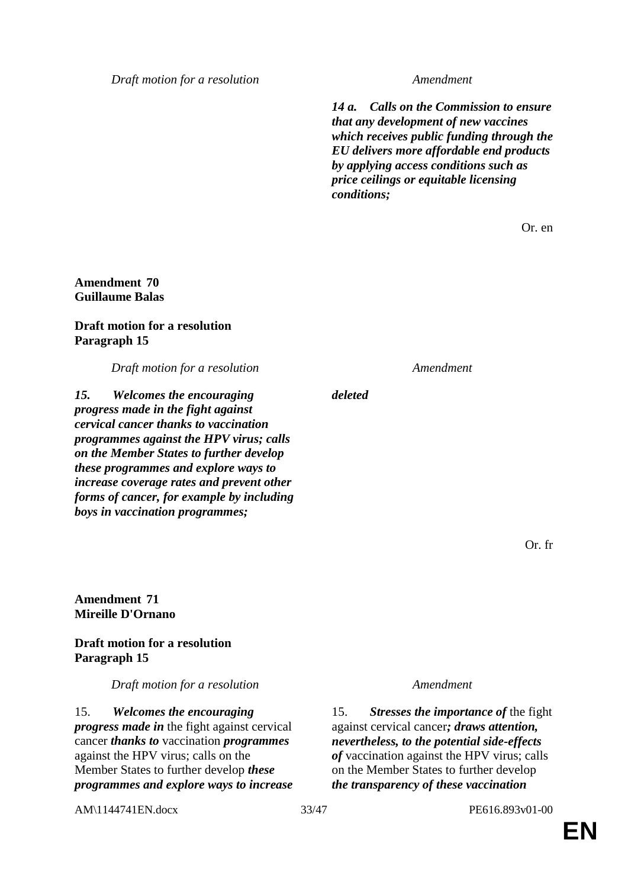| *Draft motion for a resolution* | *Amendment* |
|---|---|
| | ***14 a. Calls on the Commission to ensure that any development of new vaccines which receives public funding through the EU delivers more affordable end products by applying access conditions such as price ceilings or equitable licensing conditions;*** |

Or. en

**Amendment 70**
**Guillaume Balas**

**Draft motion for a resolution**
**Paragraph 15**

| *Draft motion for a resolution* | *Amendment* |
|---|---|
| ***15. Welcomes the encouraging progress made in the fight against cervical cancer thanks to vaccination programmes against the HPV virus; calls on the Member States to further develop these programmes and explore ways to increase coverage rates and prevent other forms of cancer, for example by including boys in vaccination programmes;*** | ***deleted*** |

Or. fr

**Amendment 71**
**Mireille D'Ornano**

**Draft motion for a resolution**
**Paragraph 15**

| *Draft motion for a resolution* | *Amendment* |
|---|---|
| 15. ***Welcomes the encouraging progress made in*** the fight against cervical cancer ***thanks to*** vaccination ***programmes*** against the HPV virus; calls on the Member States to further develop ***these programmes and explore ways to increase*** | 15. ***Stresses the importance of*** the fight against cervical cancer***; draws attention, nevertheless, to the potential side-effects of*** vaccination against the HPV virus; calls on the Member States to further develop ***the transparency of these vaccination*** |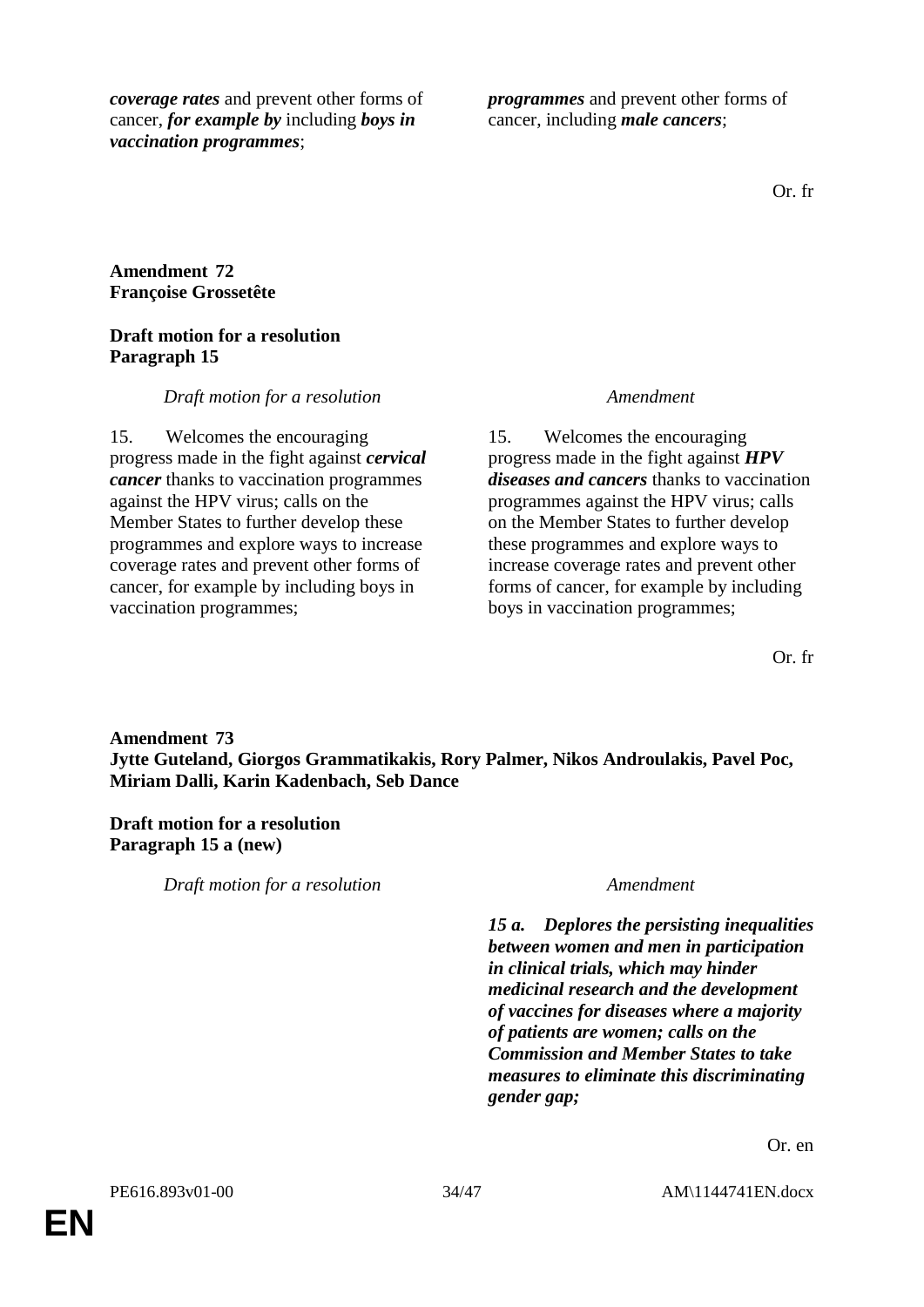| | |
|---|---|
| ***coverage rates*** and prevent other forms of cancer, ***for example by*** including ***boys in vaccination programmes***; | ***programmes*** and prevent other forms of cancer, including ***male cancers***; |

Or. fr

**Amendment 72**
**Françoise Grossetête**

**Draft motion for a resolution**
**Paragraph 15**

| *Draft motion for a resolution* | *Amendment* |
|---|---|
| 15. Welcomes the encouraging progress made in the fight against ***cervical cancer*** thanks to vaccination programmes against the HPV virus; calls on the Member States to further develop these programmes and explore ways to increase coverage rates and prevent other forms of cancer, for example by including boys in vaccination programmes; | 15. Welcomes the encouraging progress made in the fight against ***HPV diseases and cancers*** thanks to vaccination programmes against the HPV virus; calls on the Member States to further develop these programmes and explore ways to increase coverage rates and prevent other forms of cancer, for example by including boys in vaccination programmes; |

Or. fr

**Amendment 73**
**Jytte Guteland, Giorgos Grammatikakis, Rory Palmer, Nikos Androulakis, Pavel Poc, Miriam Dalli, Karin Kadenbach, Seb Dance**

**Draft motion for a resolution**
**Paragraph 15 a (new)**

| *Draft motion for a resolution* | *Amendment* |
|---|---|
| | ***15 a. Deplores the persisting inequalities between women and men in participation in clinical trials, which may hinder medicinal research and the development of vaccines for diseases where a majority of patients are women; calls on the Commission and Member States to take measures to eliminate this discriminating gender gap;*** |

Or. en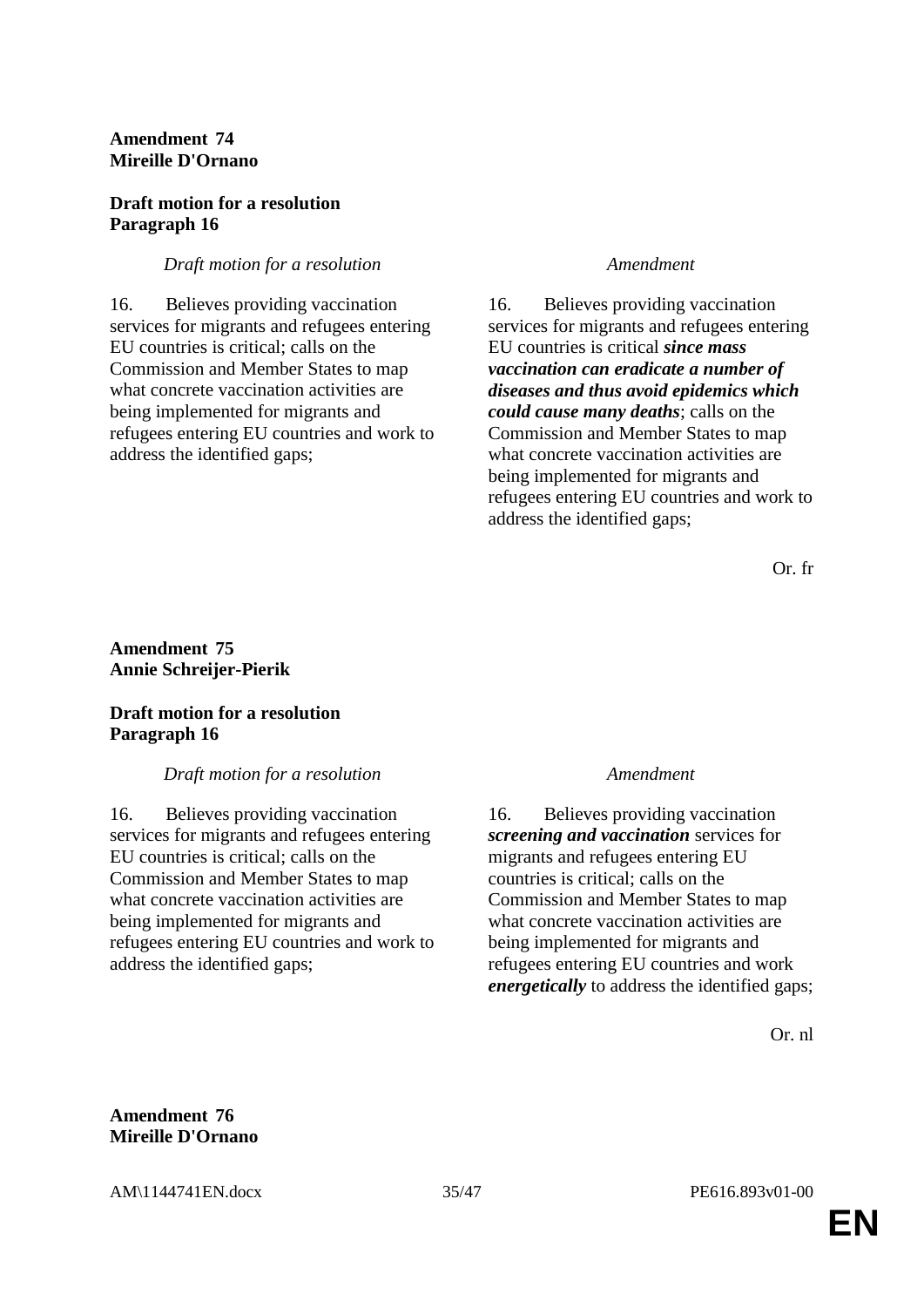**Amendment 74**
**Mireille D'Ornano**

**Draft motion for a resolution**
**Paragraph 16**

| *Draft motion for a resolution* | *Amendment* |
|---|---|
| 16. Believes providing vaccination services for migrants and refugees entering EU countries is critical; calls on the Commission and Member States to map what concrete vaccination activities are being implemented for migrants and refugees entering EU countries and work to address the identified gaps; | 16. Believes providing vaccination services for migrants and refugees entering EU countries is critical ***since mass vaccination can eradicate a number of diseases and thus avoid epidemics which could cause many deaths***; calls on the Commission and Member States to map what concrete vaccination activities are being implemented for migrants and refugees entering EU countries and work to address the identified gaps; |

Or. fr

**Amendment 75**
**Annie Schreijer-Pierik**

**Draft motion for a resolution**
**Paragraph 16**

| *Draft motion for a resolution* | *Amendment* |
|---|---|
| 16. Believes providing vaccination services for migrants and refugees entering EU countries is critical; calls on the Commission and Member States to map what concrete vaccination activities are being implemented for migrants and refugees entering EU countries and work to address the identified gaps; | 16. Believes providing ***screening and vaccination*** services for migrants and refugees entering EU countries is critical; calls on the Commission and Member States to map what concrete vaccination activities are being implemented for migrants and refugees entering EU countries and work ***energetically*** to address the identified gaps; |

Or. nl

**Amendment 76**
**Mireille D'Ornano**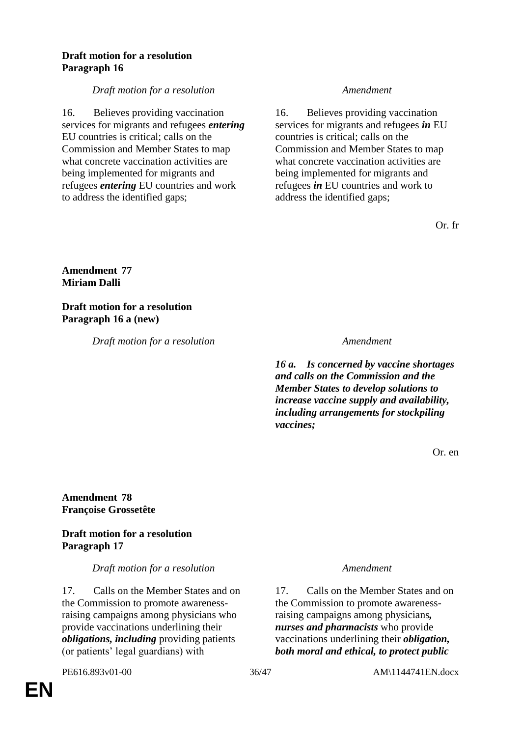**Draft motion for a resolution**
**Paragraph 16**

| *Draft motion for a resolution* | *Amendment* |
|---|---|
| 16. Believes providing vaccination services for migrants and refugees ***entering*** EU countries is critical; calls on the Commission and Member States to map what concrete vaccination activities are being implemented for migrants and refugees ***entering*** EU countries and work to address the identified gaps; | 16. Believes providing vaccination services for migrants and refugees ***in*** EU countries is critical; calls on the Commission and Member States to map what concrete vaccination activities are being implemented for migrants and refugees ***in*** EU countries and work to address the identified gaps; |

Or. fr

**Amendment 77**
**Miriam Dalli**

**Draft motion for a resolution**
**Paragraph 16 a (new)**

| *Draft motion for a resolution* | *Amendment* |
|---|---|
| | ***16 a. Is concerned by vaccine shortages and calls on the Commission and the Member States to develop solutions to increase vaccine supply and availability, including arrangements for stockpiling vaccines;*** |

Or. en

**Amendment 78**
**Françoise Grossetête**

**Draft motion for a resolution**
**Paragraph 17**

| *Draft motion for a resolution* | *Amendment* |
|---|---|
| 17. Calls on the Member States and on the Commission to promote awareness-raising campaigns among physicians who provide vaccinations underlining their ***obligations, including*** providing patients (or patients' legal guardians) with | 17. Calls on the Member States and on the Commission to promote awareness-raising campaigns among physicians***, nurses and pharmacists*** who provide vaccinations underlining their ***obligation, both moral and ethical, to protect public*** |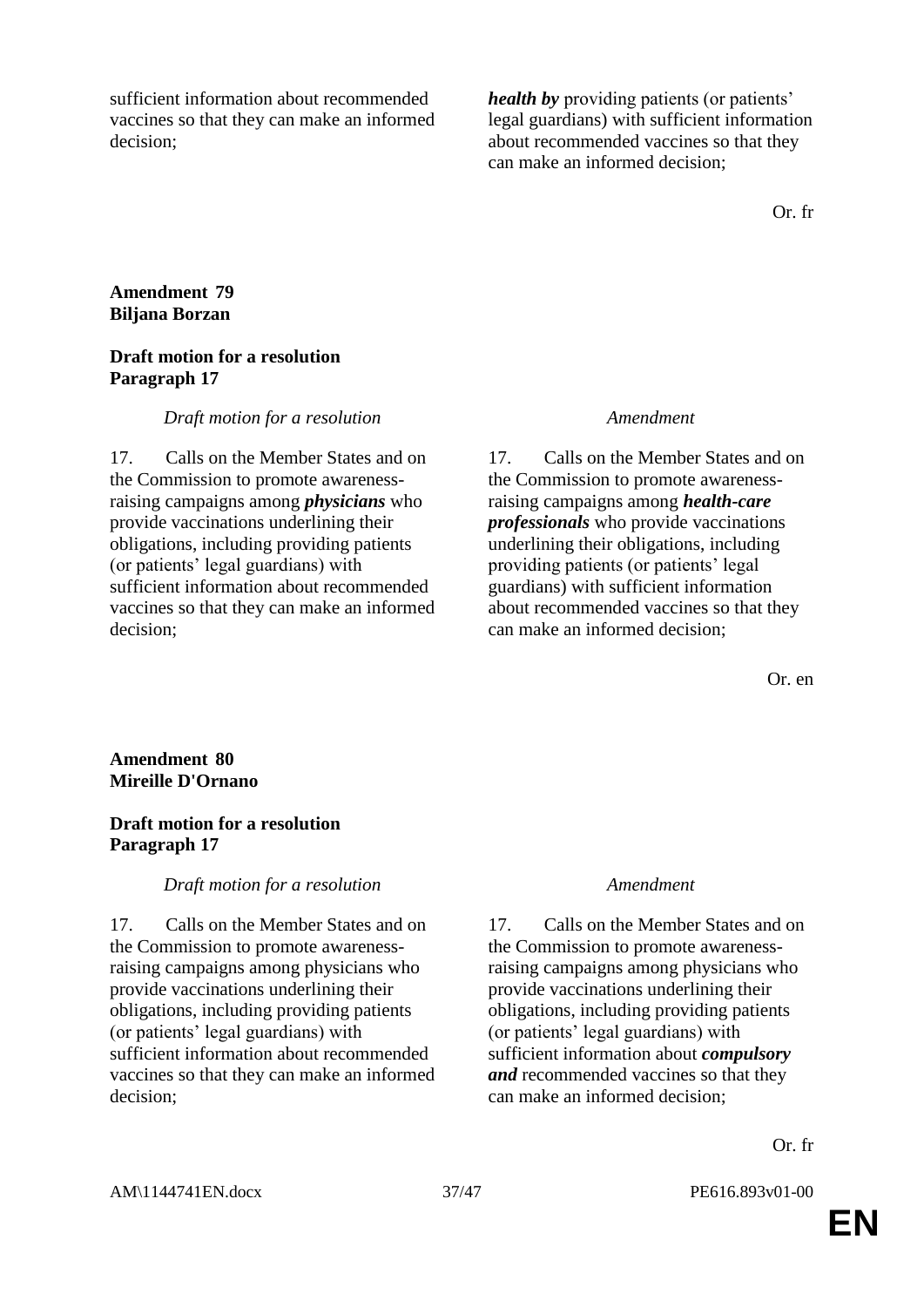| | |
|---|---|
| sufficient information about recommended vaccines so that they can make an informed decision; | ***health by*** providing patients (or patients' legal guardians) with sufficient information about recommended vaccines so that they can make an informed decision; |

Or. fr

**Amendment 79**
**Biljana Borzan**

**Draft motion for a resolution**
**Paragraph 17**

| *Draft motion for a resolution* | *Amendment* |
|---|---|
| 17. Calls on the Member States and on the Commission to promote awareness-raising campaigns among ***physicians*** who provide vaccinations underlining their obligations, including providing patients (or patients' legal guardians) with sufficient information about recommended vaccines so that they can make an informed decision; | 17. Calls on the Member States and on the Commission to promote awareness-raising campaigns among ***health-care professionals*** who provide vaccinations underlining their obligations, including providing patients (or patients' legal guardians) with sufficient information about recommended vaccines so that they can make an informed decision; |

Or. en

**Amendment 80**
**Mireille D'Ornano**

**Draft motion for a resolution**
**Paragraph 17**

| *Draft motion for a resolution* | *Amendment* |
|---|---|
| 17. Calls on the Member States and on the Commission to promote awareness-raising campaigns among physicians who provide vaccinations underlining their obligations, including providing patients (or patients' legal guardians) with sufficient information about recommended vaccines so that they can make an informed decision; | 17. Calls on the Member States and on the Commission to promote awareness-raising campaigns among physicians who provide vaccinations underlining their obligations, including providing patients (or patients' legal guardians) with sufficient information about ***compulsory and*** recommended vaccines so that they can make an informed decision; |

Or. fr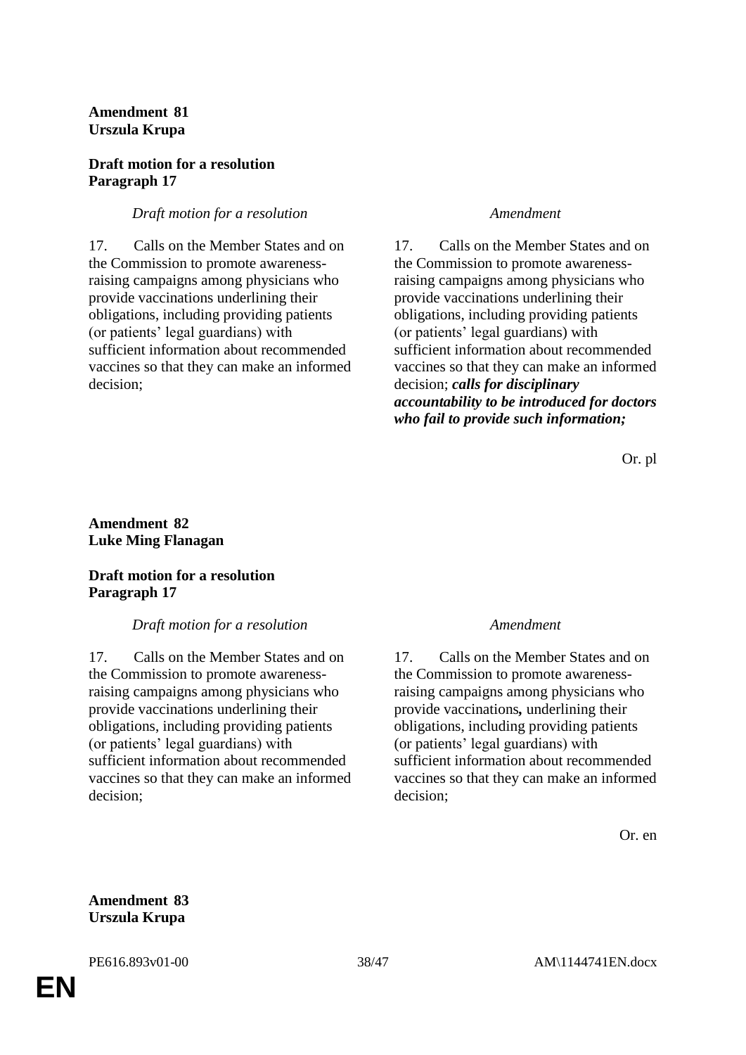**Amendment 81**
**Urszula Krupa**

**Draft motion for a resolution**
**Paragraph 17**

| *Draft motion for a resolution* | *Amendment* |
| --- | --- |
| 17. Calls on the Member States and on the Commission to promote awareness-raising campaigns among physicians who provide vaccinations underlining their obligations, including providing patients (or patients' legal guardians) with sufficient information about recommended vaccines so that they can make an informed decision; | 17. Calls on the Member States and on the Commission to promote awareness-raising campaigns among physicians who provide vaccinations underlining their obligations, including providing patients (or patients' legal guardians) with sufficient information about recommended vaccines so that they can make an informed decision; ***calls for disciplinary accountability to be introduced for doctors who fail to provide such information;*** |

Or. pl

**Amendment 82**
**Luke Ming Flanagan**

**Draft motion for a resolution**
**Paragraph 17**

| *Draft motion for a resolution* | *Amendment* |
| --- | --- |
| 17. Calls on the Member States and on the Commission to promote awareness-raising campaigns among physicians who provide vaccinations underlining their obligations, including providing patients (or patients' legal guardians) with sufficient information about recommended vaccines so that they can make an informed decision; | 17. Calls on the Member States and on the Commission to promote awareness-raising campaigns among physicians who provide vaccinations**,** underlining their obligations, including providing patients (or patients' legal guardians) with sufficient information about recommended vaccines so that they can make an informed decision; |

Or. en

**Amendment 83**
**Urszula Krupa**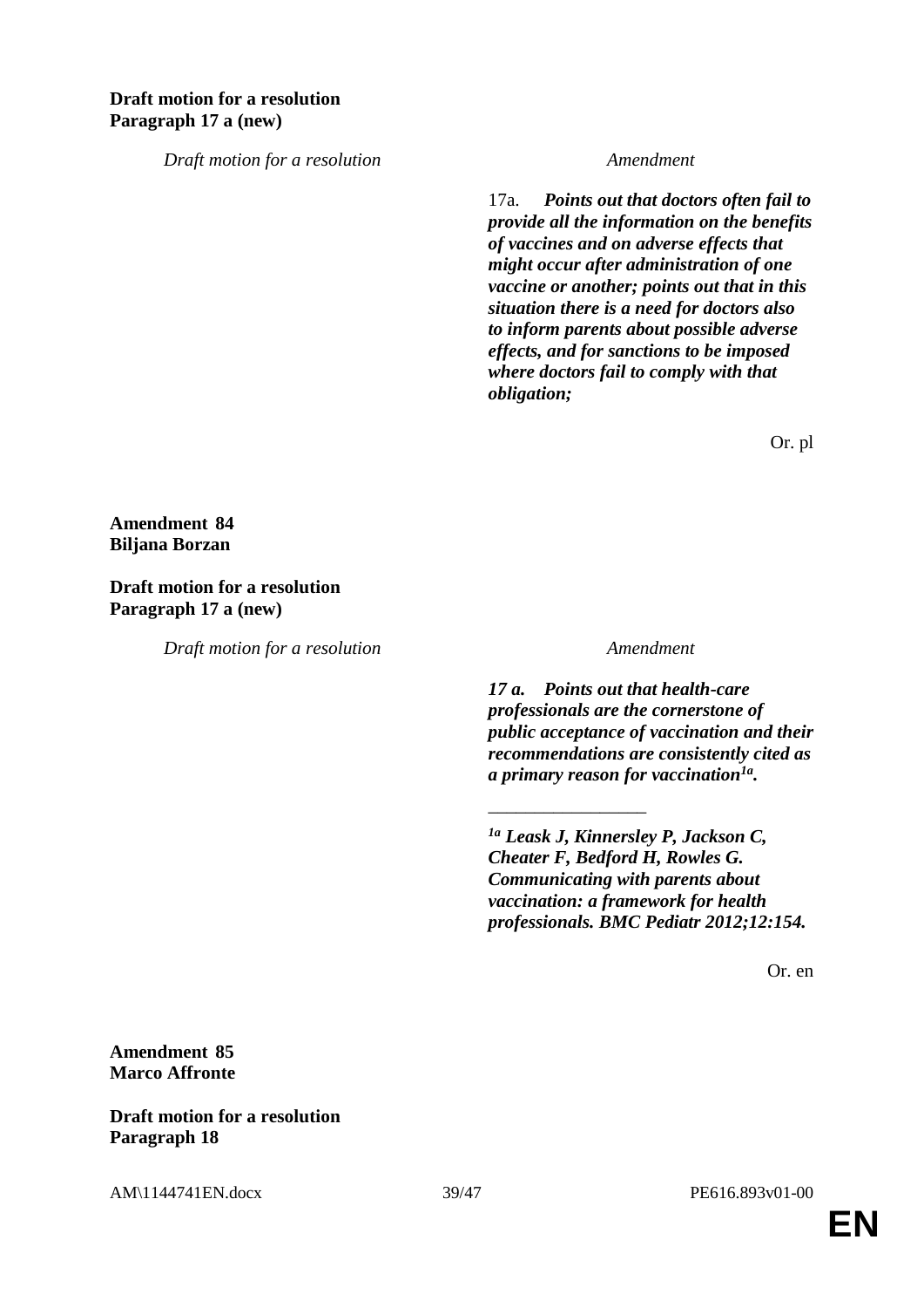**Draft motion for a resolution**
**Paragraph 17 a (new)**

| *Draft motion for a resolution* | *Amendment* |
|---|---|
| | 17a. ***Points out that doctors often fail to provide all the information on the benefits of vaccines and on adverse effects that might occur after administration of one vaccine or another; points out that in this situation there is a need for doctors also to inform parents about possible adverse effects, and for sanctions to be imposed where doctors fail to comply with that obligation;*** |

Or. pl

**Amendment 84**
**Biljana Borzan**

**Draft motion for a resolution**
**Paragraph 17 a (new)**

| *Draft motion for a resolution* | *Amendment* |
|---|---|
| | ***17 a. Points out that health-care professionals are the cornerstone of public acceptance of vaccination and their recommendations are consistently cited as a primary reason for vaccination[1a].*** |

_________________

***[1a] Leask J, Kinnersley P, Jackson C, Cheater F, Bedford H, Rowles G. Communicating with parents about vaccination: a framework for health professionals. BMC Pediatr 2012;12:154.***

Or. en

**Amendment 85**
**Marco Affronte**

**Draft motion for a resolution**
**Paragraph 18**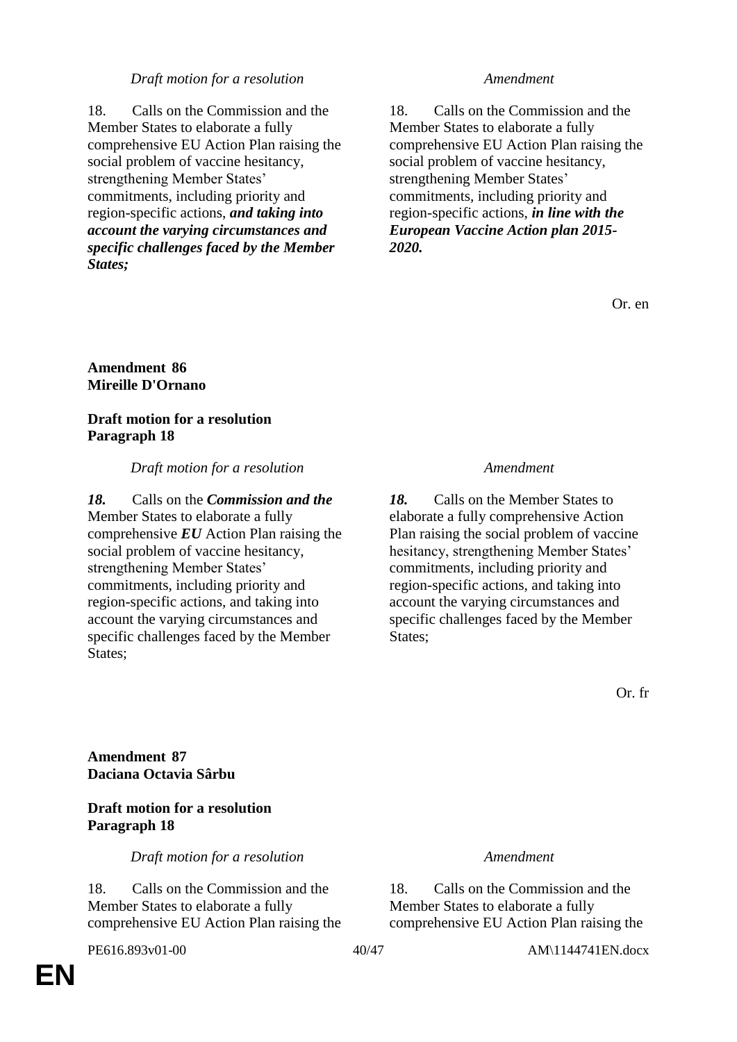| *Draft motion for a resolution* | *Amendment* |
|---|---|
| 18. Calls on the Commission and the Member States to elaborate a fully comprehensive EU Action Plan raising the social problem of vaccine hesitancy, strengthening Member States' commitments, including priority and region-specific actions, ***and taking into account the varying circumstances and specific challenges faced by the Member States;*** | 18. Calls on the Commission and the Member States to elaborate a fully comprehensive EU Action Plan raising the social problem of vaccine hesitancy, strengthening Member States' commitments, including priority and region-specific actions, ***in line with the European Vaccine Action plan 2015-2020.*** |

Or. en

**Amendment 86**
**Mireille D'Ornano**

**Draft motion for a resolution**
**Paragraph 18**

| *Draft motion for a resolution* | *Amendment* |
|---|---|
| ***18.*** Calls on the ***Commission and the*** Member States to elaborate a fully comprehensive ***EU*** Action Plan raising the social problem of vaccine hesitancy, strengthening Member States' commitments, including priority and region-specific actions, and taking into account the varying circumstances and specific challenges faced by the Member States; | ***18.*** Calls on the Member States to elaborate a fully comprehensive Action Plan raising the social problem of vaccine hesitancy, strengthening Member States' commitments, including priority and region-specific actions, and taking into account the varying circumstances and specific challenges faced by the Member States; |

Or. fr

**Amendment 87**
**Daciana Octavia Sârbu**

**Draft motion for a resolution**
**Paragraph 18**

| *Draft motion for a resolution* | *Amendment* |
|---|---|
| 18. Calls on the Commission and the Member States to elaborate a fully comprehensive EU Action Plan raising the | 18. Calls on the Commission and the Member States to elaborate a fully comprehensive EU Action Plan raising the |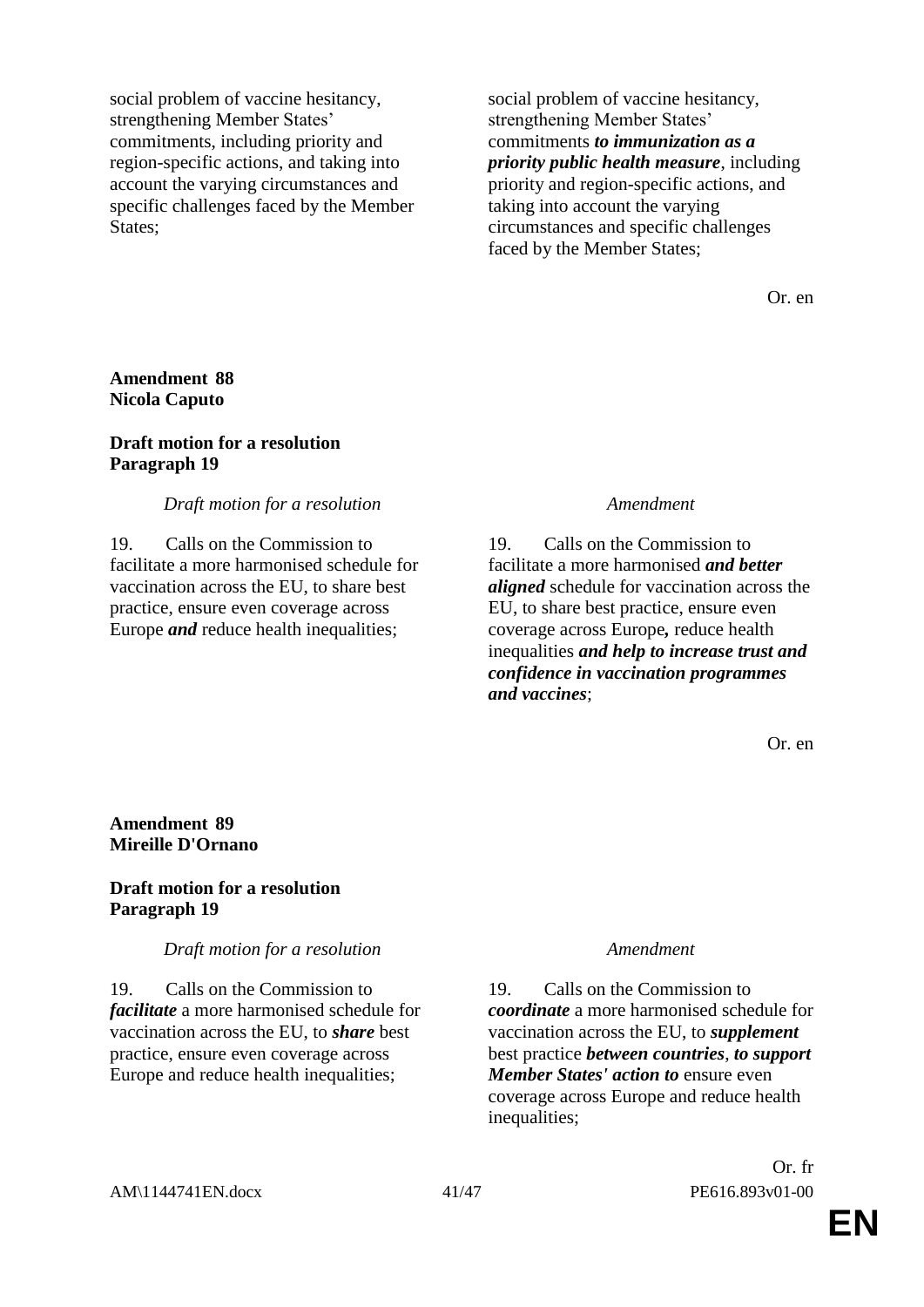| | |
|---|---|
| social problem of vaccine hesitancy, strengthening Member States' commitments, including priority and region-specific actions, and taking into account the varying circumstances and specific challenges faced by the Member States; | social problem of vaccine hesitancy, strengthening Member States' commitments ***to immunization as a priority public health measure***, including priority and region-specific actions, and taking into account the varying circumstances and specific challenges faced by the Member States; |

Or. en

**Amendment 88**
**Nicola Caputo**

**Draft motion for a resolution**
**Paragraph 19**

| *Draft motion for a resolution* | *Amendment* |
|---|---|
| 19. Calls on the Commission to facilitate a more harmonised schedule for vaccination across the EU, to share best practice, ensure even coverage across Europe ***and*** reduce health inequalities; | 19. Calls on the Commission to facilitate a more harmonised ***and better aligned*** schedule for vaccination across the EU, to share best practice, ensure even coverage across Europe***,*** reduce health inequalities ***and help to increase trust and confidence in vaccination programmes and vaccines***; |

Or. en

**Amendment 89**
**Mireille D'Ornano**

**Draft motion for a resolution**
**Paragraph 19**

| *Draft motion for a resolution* | *Amendment* |
|---|---|
| 19. Calls on the Commission to ***facilitate*** a more harmonised schedule for vaccination across the EU, to ***share*** best practice, ensure even coverage across Europe and reduce health inequalities; | 19. Calls on the Commission to ***coordinate*** a more harmonised schedule for vaccination across the EU, to ***supplement*** best practice ***between countries***, ***to support Member States' action to*** ensure even coverage across Europe and reduce health inequalities; |

Or. fr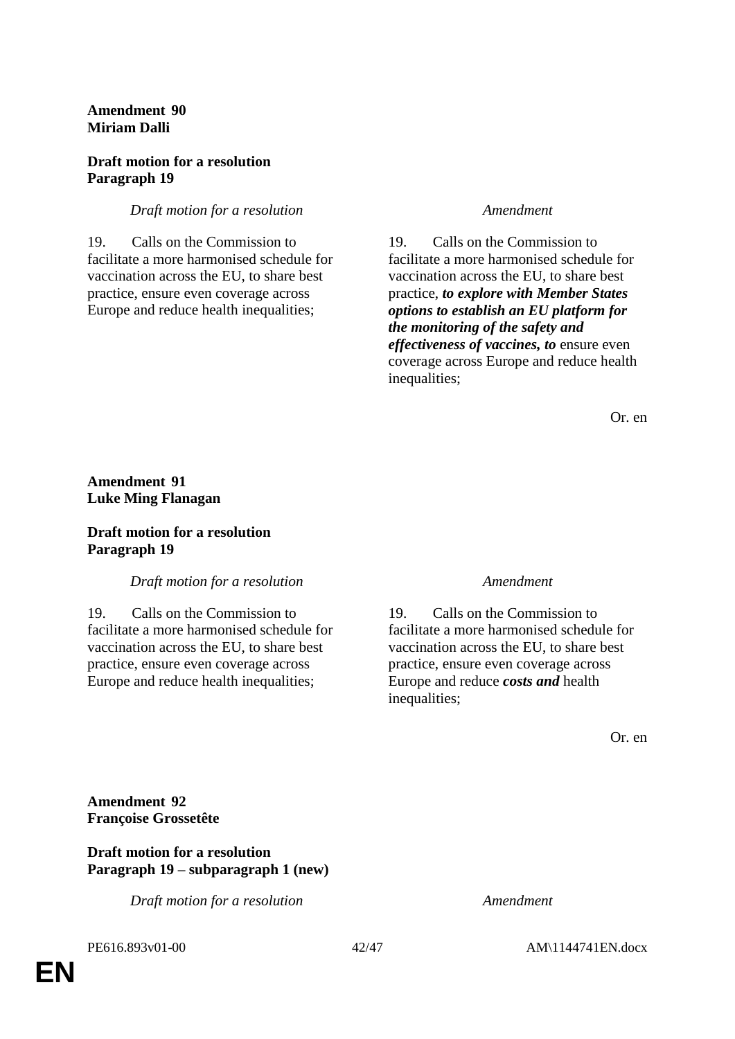**Amendment 90**
**Miriam Dalli**

**Draft motion for a resolution**
**Paragraph 19**

| *Draft motion for a resolution* | *Amendment* |
|---|---|
| 19. Calls on the Commission to facilitate a more harmonised schedule for vaccination across the EU, to share best practice, ensure even coverage across Europe and reduce health inequalities; | 19. Calls on the Commission to facilitate a more harmonised schedule for vaccination across the EU, to share best practice, ***to explore with Member States options to establish an EU platform for the monitoring of the safety and effectiveness of vaccines, to*** ensure even coverage across Europe and reduce health inequalities; |

Or. en

**Amendment 91**
**Luke Ming Flanagan**

**Draft motion for a resolution**
**Paragraph 19**

| *Draft motion for a resolution* | *Amendment* |
|---|---|
| 19. Calls on the Commission to facilitate a more harmonised schedule for vaccination across the EU, to share best practice, ensure even coverage across Europe and reduce health inequalities; | 19. Calls on the Commission to facilitate a more harmonised schedule for vaccination across the EU, to share best practice, ensure even coverage across Europe and reduce ***costs and*** health inequalities; |

Or. en

**Amendment 92**
**Françoise Grossetête**

**Draft motion for a resolution**
**Paragraph 19 – subparagraph 1 (new)**

| *Draft motion for a resolution* | *Amendment* |
|---|---|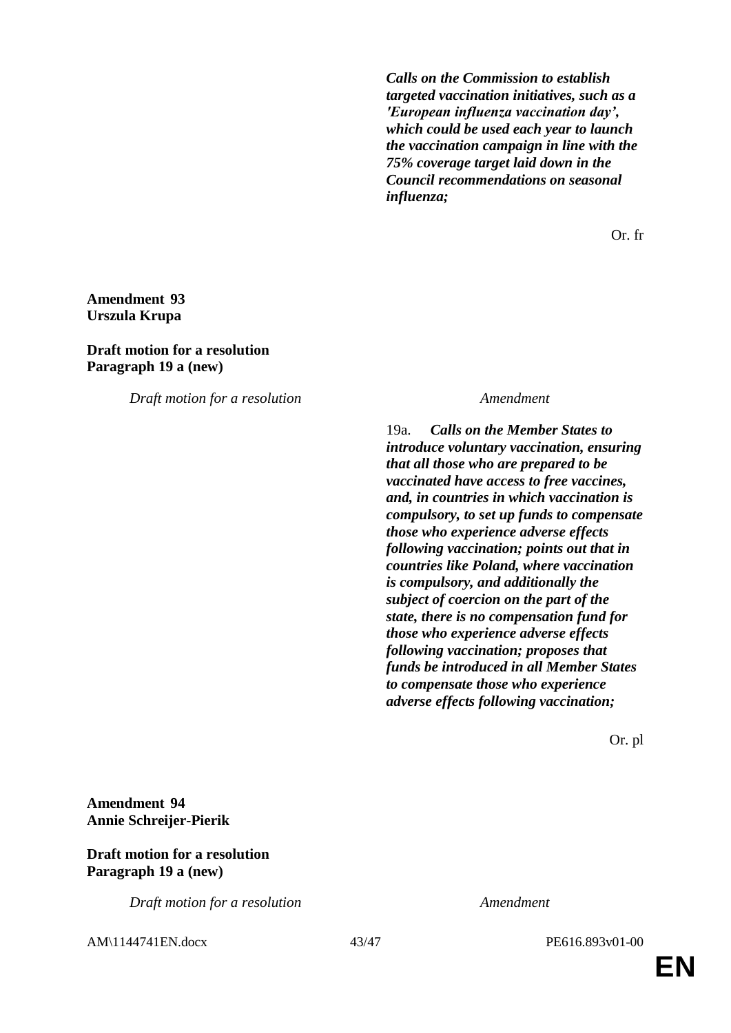| | |
|---|---|
| | ***Calls on the Commission to establish targeted vaccination initiatives, such as a 'European influenza vaccination day', which could be used each year to launch the vaccination campaign in line with the 75% coverage target laid down in the Council recommendations on seasonal influenza;*** |

Or. fr

**Amendment 93**
**Urszula Krupa**

**Draft motion for a resolution**
**Paragraph 19 a (new)**

| *Draft motion for a resolution* | *Amendment* |
|---|---|
| | 19a. ***Calls on the Member States to introduce voluntary vaccination, ensuring that all those who are prepared to be vaccinated have access to free vaccines, and, in countries in which vaccination is compulsory, to set up funds to compensate those who experience adverse effects following vaccination; points out that in countries like Poland, where vaccination is compulsory, and additionally the subject of coercion on the part of the state, there is no compensation fund for those who experience adverse effects following vaccination; proposes that funds be introduced in all Member States to compensate those who experience adverse effects following vaccination;*** |

Or. pl

**Amendment 94**
**Annie Schreijer-Pierik**

**Draft motion for a resolution**
**Paragraph 19 a (new)**

| *Draft motion for a resolution* | *Amendment* |
|---|---|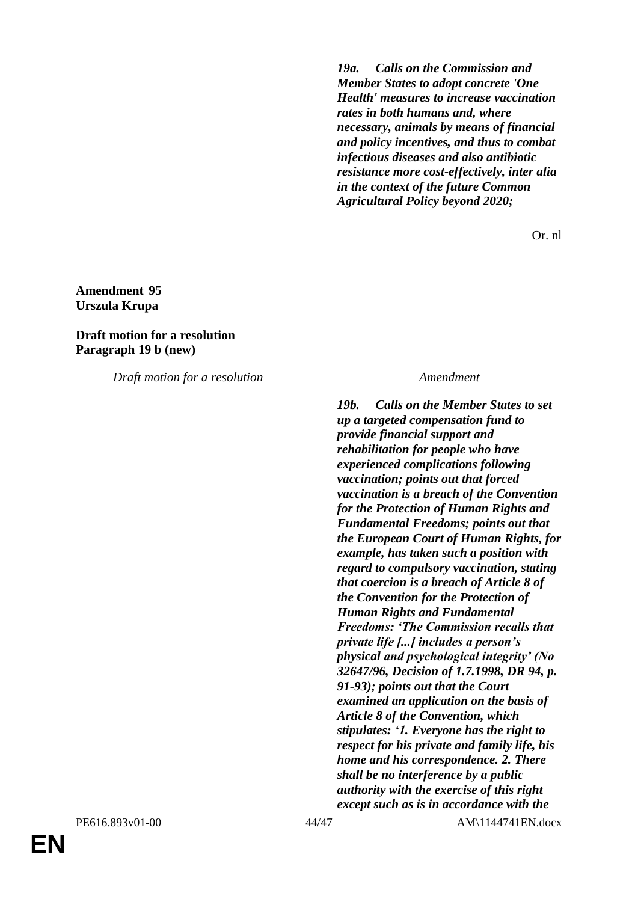*19a. Calls on the Commission and Member States to adopt concrete 'One Health' measures to increase vaccination rates in both humans and, where necessary, animals by means of financial and policy incentives, and thus to combat infectious diseases and also antibiotic resistance more cost-effectively, inter alia in the context of the future Common Agricultural Policy beyond 2020;*

Or. nl

**Amendment 95**
**Urszula Krupa**

**Draft motion for a resolution**
**Paragraph 19 b (new)**

| *Draft motion for a resolution* | *Amendment* |
|---|---|
| | ***19b. Calls on the Member States to set up a targeted compensation fund to provide financial support and rehabilitation for people who have experienced complications following vaccination; points out that forced vaccination is a breach of the Convention for the Protection of Human Rights and Fundamental Freedoms; points out that the European Court of Human Rights, for example, has taken such a position with regard to compulsory vaccination, stating that coercion is a breach of Article 8 of the Convention for the Protection of Human Rights and Fundamental Freedoms: 'The Commission recalls that private life [...] includes a person's physical and psychological integrity' (No 32647/96, Decision of 1.7.1998, DR 94, p. 91-93); points out that the Court examined an application on the basis of Article 8 of the Convention, which stipulates: '1. Everyone has the right to respect for his private and family life, his home and his correspondence. 2. There shall be no interference by a public authority with the exercise of this right except such as is in accordance with the*** |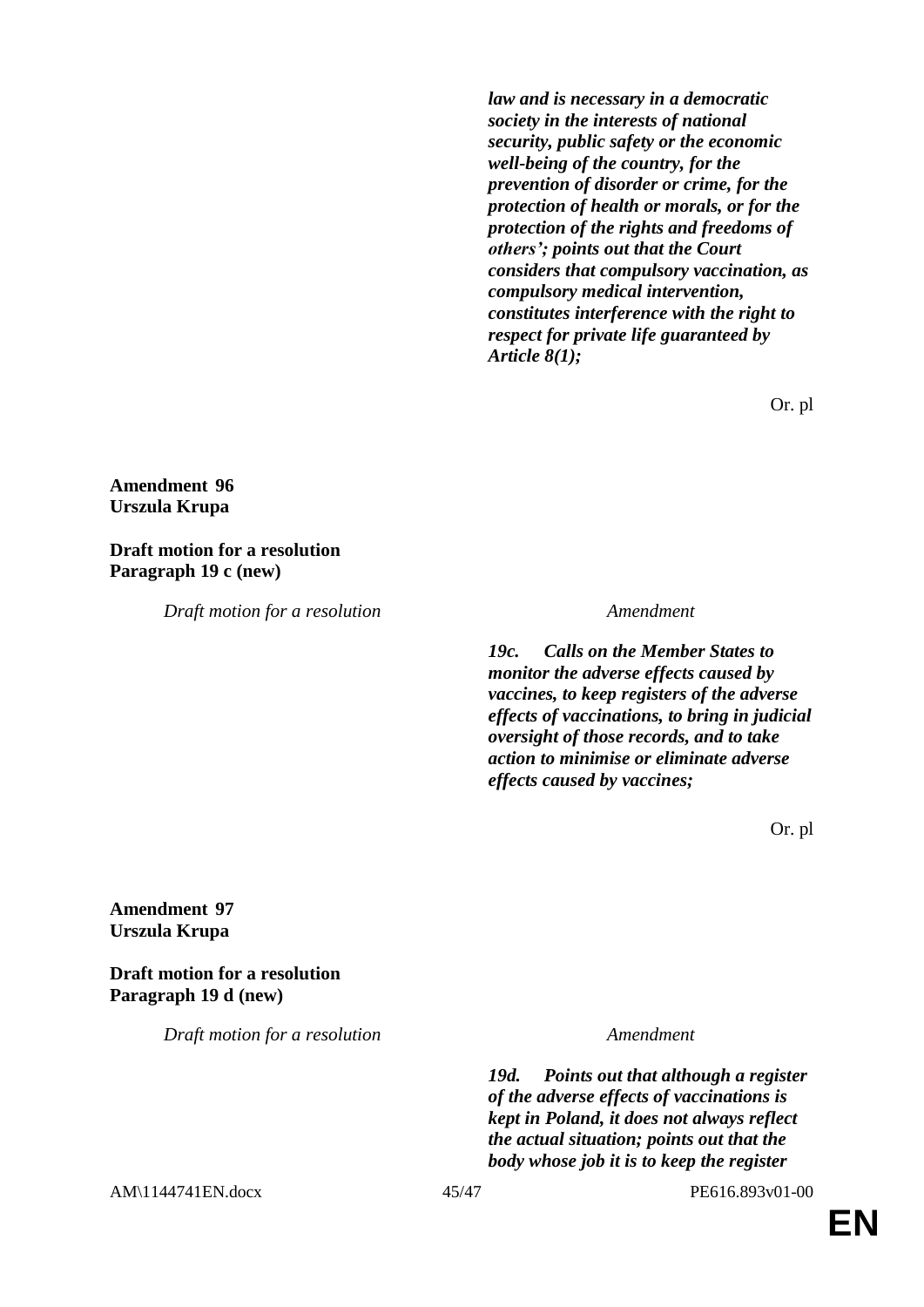| | |
|---|---|
| | ***law and is necessary in a democratic society in the interests of national security, public safety or the economic well-being of the country, for the prevention of disorder or crime, for the protection of health or morals, or for the protection of the rights and freedoms of others'; points out that the Court considers that compulsory vaccination, as compulsory medical intervention, constitutes interference with the right to respect for private life guaranteed by Article 8(1);*** |

Or. pl

**Amendment 96**
**Urszula Krupa**

**Draft motion for a resolution**
**Paragraph 19 c (new)**

| *Draft motion for a resolution* | *Amendment* |
|---|---|
| | ***19c. Calls on the Member States to monitor the adverse effects caused by vaccines, to keep registers of the adverse effects of vaccinations, to bring in judicial oversight of those records, and to take action to minimise or eliminate adverse effects caused by vaccines;*** |

Or. pl

**Amendment 97**
**Urszula Krupa**

**Draft motion for a resolution**
**Paragraph 19 d (new)**

| *Draft motion for a resolution* | *Amendment* |
|---|---|
| | ***19d. Points out that although a register of the adverse effects of vaccinations is kept in Poland, it does not always reflect the actual situation; points out that the body whose job it is to keep the register*** |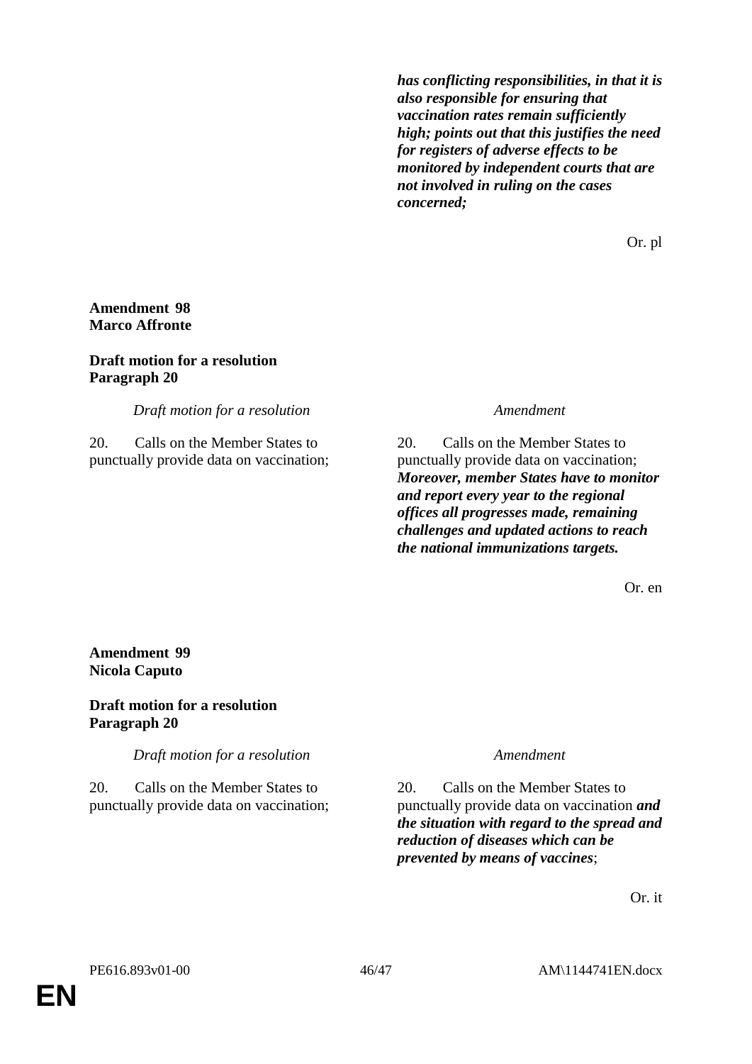| | |
|---|---|
| | ***has conflicting responsibilities, in that it is also responsible for ensuring that vaccination rates remain sufficiently high; points out that this justifies the need for registers of adverse effects to be monitored by independent courts that are not involved in ruling on the cases concerned;*** |

Or. pl

**Amendment 98**
**Marco Affronte**

**Draft motion for a resolution**
**Paragraph 20**

| *Draft motion for a resolution* | *Amendment* |
|---|---|
| 20. Calls on the Member States to punctually provide data on vaccination; | 20. Calls on the Member States to punctually provide data on vaccination; ***Moreover, member States have to monitor and report every year to the regional offices all progresses made, remaining challenges and updated actions to reach the national immunizations targets.*** |

Or. en

**Amendment 99**
**Nicola Caputo**

**Draft motion for a resolution**
**Paragraph 20**

| *Draft motion for a resolution* | *Amendment* |
|---|---|
| 20. Calls on the Member States to punctually provide data on vaccination; | 20. Calls on the Member States to punctually provide data on vaccination ***and the situation with regard to the spread and reduction of diseases which can be prevented by means of vaccines***; |

Or. it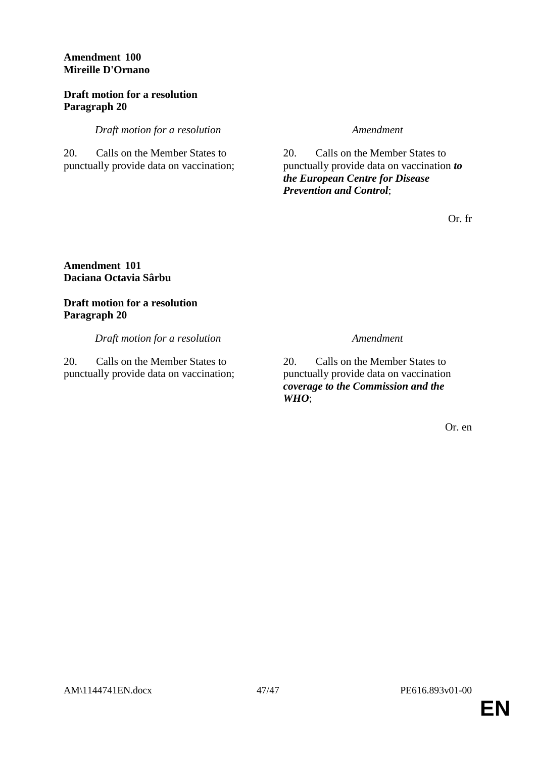**Amendment 100**
**Mireille D'Ornano**

**Draft motion for a resolution**
**Paragraph 20**

| *Draft motion for a resolution* | *Amendment* |
|---|---|
| 20. Calls on the Member States to punctually provide data on vaccination; | 20. Calls on the Member States to punctually provide data on vaccination ***to the European Centre for Disease Prevention and Control***; |

Or. fr

**Amendment 101**
**Daciana Octavia Sârbu**

**Draft motion for a resolution**
**Paragraph 20**

| *Draft motion for a resolution* | *Amendment* |
|---|---|
| 20. Calls on the Member States to punctually provide data on vaccination; | 20. Calls on the Member States to punctually provide data on vaccination ***coverage to the Commission and the WHO***; |

Or. en